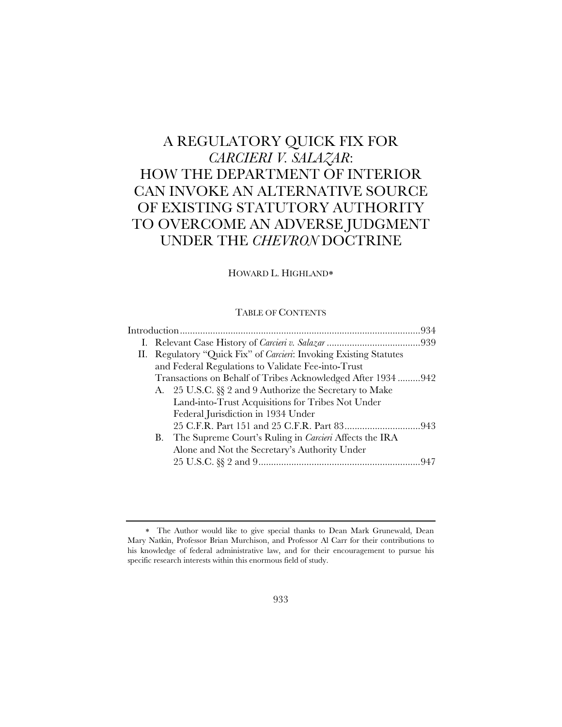# A REGULATORY QUICK FIX FOR *CARCIERI V. SALAZAR*: HOW THE DEPARTMENT OF INTERIOR CAN INVOKE AN ALTERNATIVE SOURCE OF EXISTING STATUTORY AUTHORITY TO OVERCOME AN ADVERSE JUDGMENT UNDER THE *CHEVRON* DOCTRINE

HOWARD L. HIGHLAND*

TABLE OF CONTENTS

Introduction ........................................................................................ 934

I. Relevant Case History of *Carcieri v. Salazar* ..................................... 939

II. Regulatory "Quick Fix" of *Carcieri*: Invoking Existing Statutes and Federal Regulations to Validate Fee-into-Trust Transactions on Behalf of Tribes Acknowledged After 1934 ......... 942

- A. 25 U.S.C. §§ 2 and 9 Authorize the Secretary to Make Land-into-Trust Acquisitions for Tribes Not Under Federal Jurisdiction in 1934 Under 25 C.F.R. Part 151 and 25 C.F.R. Part 83 ............................. 943
- B. The Supreme Court's Ruling in *Carcieri* Affects the IRA Alone and Not the Secretary's Authority Under 25 U.S.C. §§ 2 and 9 ................................................................ 947

---

\* The Author would like to give special thanks to Dean Mark Grunewald, Dean Mary Natkin, Professor Brian Murchison, and Professor Al Carr for their contributions to his knowledge of federal administrative law, and for their encouragement to pursue his specific research interests within this enormous field of study.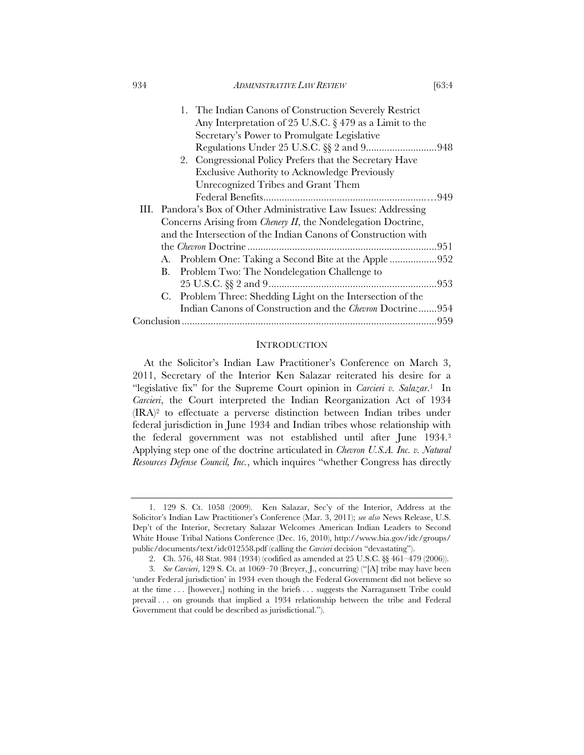1. The Indian Canons of Construction Severely Restrict Any Interpretation of 25 U.S.C. § 479 as a Limit to the Secretary's Power to Promulgate Legislative Regulations Under 25 U.S.C. §§ 2 and 9...........................948
2. Congressional Policy Prefers that the Secretary Have Exclusive Authority to Acknowledge Previously Unrecognized Tribes and Grant Them Federal Benefits...............................................................949

III. Pandora's Box of Other Administrative Law Issues: Addressing Concerns Arising from *Chenery II*, the Nondelegation Doctrine, and the Intersection of the Indian Canons of Construction with the *Chevron* Doctrine........................................................................951
   A. Problem One: Taking a Second Bite at the Apple..................952
   B. Problem Two: The Nondelegation Challenge to 25 U.S.C. §§ 2 and 9................................................................953
   C. Problem Three: Shedding Light on the Intersection of the Indian Canons of Construction and the *Chevron* Doctrine.......954

Conclusion.................................................................................................959

## INTRODUCTION

At the Solicitor's Indian Law Practitioner's Conference on March 3, 2011, Secretary of the Interior Ken Salazar reiterated his desire for a "legislative fix" for the Supreme Court opinion in *Carcieri v. Salazar*.[1] In *Carcieri*, the Court interpreted the Indian Reorganization Act of 1934 (IRA)[2] to effectuate a perverse distinction between Indian tribes under federal jurisdiction in June 1934 and Indian tribes whose relationship with the federal government was not established until after June 1934.[3] Applying step one of the doctrine articulated in *Chevron U.S.A. Inc. v. Natural Resources Defense Council, Inc.*, which inquires "whether Congress has directly

---

1. 129 S. Ct. 1058 (2009). Ken Salazar, Sec'y of the Interior, Address at the Solicitor's Indian Law Practitioner's Conference (Mar. 3, 2011); *see also* News Release, U.S. Dep't of the Interior, Secretary Salazar Welcomes American Indian Leaders to Second White House Tribal Nations Conference (Dec. 16, 2010), http://www.bia.gov/idc/groups/public/documents/text/idc012558.pdf (calling the *Carcieri* decision "devastating").

2. Ch. 576, 48 Stat. 984 (1934) (codified as amended at 25 U.S.C. §§ 461–479 (2006)).

3. *See Carcieri*, 129 S. Ct. at 1069–70 (Breyer, J., concurring) ("[A] tribe may have been 'under Federal jurisdiction' in 1934 even though the Federal Government did not believe so at the time . . . [however,] nothing in the briefs . . . suggests the Narragansett Tribe could prevail . . . on grounds that implied a 1934 relationship between the tribe and Federal Government that could be described as jurisdictional.").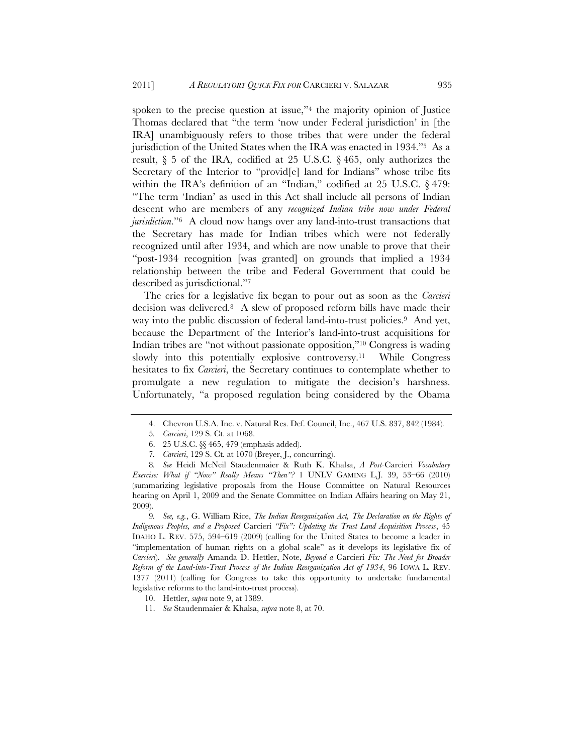spoken to the precise question at issue,"[4] the majority opinion of Justice Thomas declared that "the term 'now under Federal jurisdiction' in [the IRA] unambiguously refers to those tribes that were under the federal jurisdiction of the United States when the IRA was enacted in 1934."[5] As a result, § 5 of the IRA, codified at 25 U.S.C. § 465, only authorizes the Secretary of the Interior to "provid[e] land for Indians" whose tribe fits within the IRA's definition of an "Indian," codified at 25 U.S.C. § 479: "The term 'Indian' as used in this Act shall include all persons of Indian descent who are members of any *recognized Indian tribe now under Federal jurisdiction*."[6] A cloud now hangs over any land-into-trust transactions that the Secretary has made for Indian tribes which were not federally recognized until after 1934, and which are now unable to prove that their "post-1934 recognition [was granted] on grounds that implied a 1934 relationship between the tribe and Federal Government that could be described as jurisdictional."[7]

The cries for a legislative fix began to pour out as soon as the *Carcieri* decision was delivered.[8] A slew of proposed reform bills have made their way into the public discussion of federal land-into-trust policies.[9] And yet, because the Department of the Interior's land-into-trust acquisitions for Indian tribes are "not without passionate opposition,"[10] Congress is wading slowly into this potentially explosive controversy.[11] While Congress hesitates to fix *Carcieri*, the Secretary continues to contemplate whether to promulgate a new regulation to mitigate the decision's harshness. Unfortunately, "a proposed regulation being considered by the Obama

---

4. Chevron U.S.A. Inc. v. Natural Res. Def. Council, Inc., 467 U.S. 837, 842 (1984).

5. *Carcieri*, 129 S. Ct. at 1068.

6. 25 U.S.C. §§ 465, 479 (emphasis added).

7. *Carcieri*, 129 S. Ct. at 1070 (Breyer, J., concurring).

8. *See* Heidi McNeil Staudenmaier & Ruth K. Khalsa, *A Post-*Carcieri *Vocabulary Exercise: What if "Now" Really Means "Then"?* 1 UNLV GAMING L.J. 39, 53–66 (2010) (summarizing legislative proposals from the House Committee on Natural Resources hearing on April 1, 2009 and the Senate Committee on Indian Affairs hearing on May 21, 2009).

9. *See, e.g.*, G. William Rice, *The Indian Reorganization Act, The Declaration on the Rights of Indigenous Peoples, and a Proposed* Carcieri *"Fix": Updating the Trust Land Acquisition Process*, 45 IDAHO L. REV. 575, 594–619 (2009) (calling for the United States to become a leader in "implementation of human rights on a global scale" as it develops its legislative fix of *Carcieri*). *See generally* Amanda D. Hettler, Note, *Beyond a* Carcieri *Fix: The Need for Broader Reform of the Land-into-Trust Process of the Indian Reorganization Act of 1934*, 96 IOWA L. REV. 1377 (2011) (calling for Congress to take this opportunity to undertake fundamental legislative reforms to the land-into-trust process).

10. Hettler, *supra* note 9, at 1389.

11. *See* Staudenmaier & Khalsa, *supra* note 8, at 70.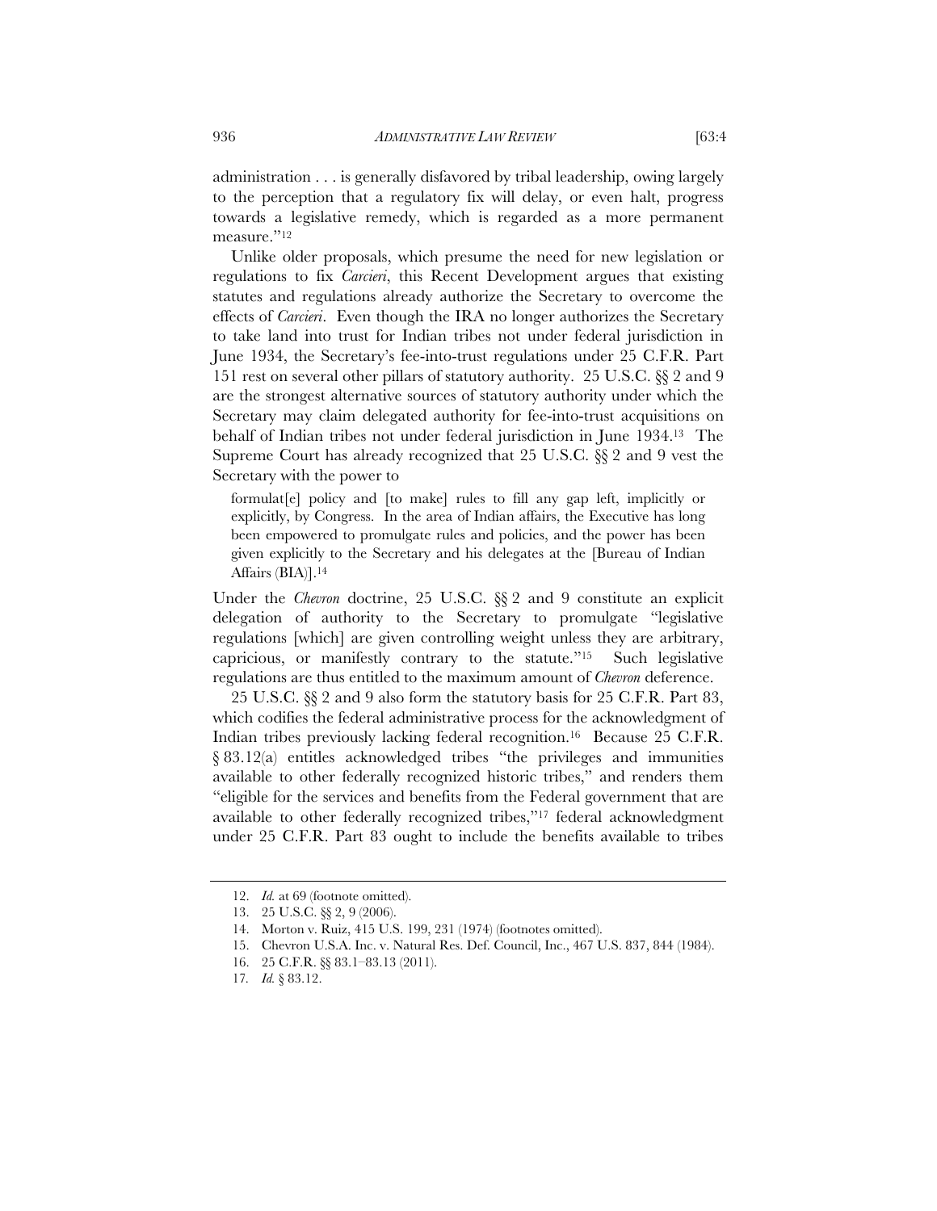administration . . . is generally disfavored by tribal leadership, owing largely to the perception that a regulatory fix will delay, or even halt, progress towards a legislative remedy, which is regarded as a more permanent measure."[12]

Unlike older proposals, which presume the need for new legislation or regulations to fix *Carcieri*, this Recent Development argues that existing statutes and regulations already authorize the Secretary to overcome the effects of *Carcieri*. Even though the IRA no longer authorizes the Secretary to take land into trust for Indian tribes not under federal jurisdiction in June 1934, the Secretary's fee-into-trust regulations under 25 C.F.R. Part 151 rest on several other pillars of statutory authority. 25 U.S.C. §§ 2 and 9 are the strongest alternative sources of statutory authority under which the Secretary may claim delegated authority for fee-into-trust acquisitions on behalf of Indian tribes not under federal jurisdiction in June 1934.[13] The Supreme Court has already recognized that 25 U.S.C. §§ 2 and 9 vest the Secretary with the power to

> formulat[e] policy and [to make] rules to fill any gap left, implicitly or explicitly, by Congress. In the area of Indian affairs, the Executive has long been empowered to promulgate rules and policies, and the power has been given explicitly to the Secretary and his delegates at the [Bureau of Indian Affairs (BIA)].[14]

Under the *Chevron* doctrine, 25 U.S.C. §§ 2 and 9 constitute an explicit delegation of authority to the Secretary to promulgate "legislative regulations [which] are given controlling weight unless they are arbitrary, capricious, or manifestly contrary to the statute."[15] Such legislative regulations are thus entitled to the maximum amount of *Chevron* deference.

25 U.S.C. §§ 2 and 9 also form the statutory basis for 25 C.F.R. Part 83, which codifies the federal administrative process for the acknowledgment of Indian tribes previously lacking federal recognition.[16] Because 25 C.F.R. § 83.12(a) entitles acknowledged tribes "the privileges and immunities available to other federally recognized historic tribes," and renders them "eligible for the services and benefits from the Federal government that are available to other federally recognized tribes,"[17] federal acknowledgment under 25 C.F.R. Part 83 ought to include the benefits available to tribes

---

12. *Id.* at 69 (footnote omitted).

13. 25 U.S.C. §§ 2, 9 (2006).

14. Morton v. Ruiz, 415 U.S. 199, 231 (1974) (footnotes omitted).

15. Chevron U.S.A. Inc. v. Natural Res. Def. Council, Inc., 467 U.S. 837, 844 (1984).

16. 25 C.F.R. §§ 83.1–83.13 (2011).

17. *Id.* § 83.12.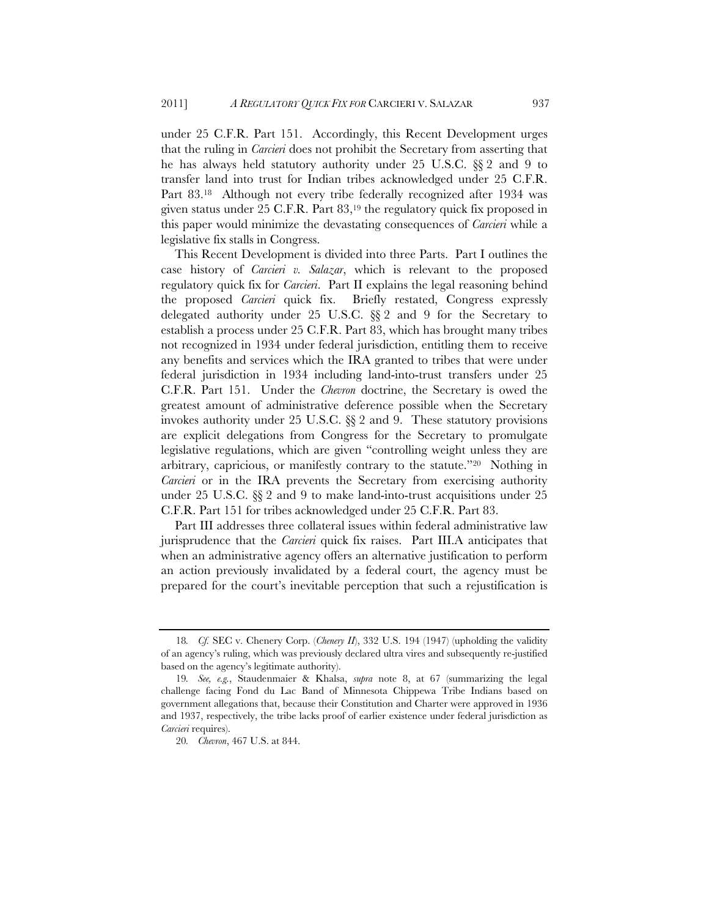under 25 C.F.R. Part 151. Accordingly, this Recent Development urges that the ruling in *Carcieri* does not prohibit the Secretary from asserting that he has always held statutory authority under 25 U.S.C. §§ 2 and 9 to transfer land into trust for Indian tribes acknowledged under 25 C.F.R. Part 83.[18] Although not every tribe federally recognized after 1934 was given status under 25 C.F.R. Part 83,[19] the regulatory quick fix proposed in this paper would minimize the devastating consequences of *Carcieri* while a legislative fix stalls in Congress.

This Recent Development is divided into three Parts. Part I outlines the case history of *Carcieri v. Salazar*, which is relevant to the proposed regulatory quick fix for *Carcieri*. Part II explains the legal reasoning behind the proposed *Carcieri* quick fix. Briefly restated, Congress expressly delegated authority under 25 U.S.C. §§ 2 and 9 for the Secretary to establish a process under 25 C.F.R. Part 83, which has brought many tribes not recognized in 1934 under federal jurisdiction, entitling them to receive any benefits and services which the IRA granted to tribes that were under federal jurisdiction in 1934 including land-into-trust transfers under 25 C.F.R. Part 151. Under the *Chevron* doctrine, the Secretary is owed the greatest amount of administrative deference possible when the Secretary invokes authority under 25 U.S.C. §§ 2 and 9. These statutory provisions are explicit delegations from Congress for the Secretary to promulgate legislative regulations, which are given "controlling weight unless they are arbitrary, capricious, or manifestly contrary to the statute."[20] Nothing in *Carcieri* or in the IRA prevents the Secretary from exercising authority under 25 U.S.C. §§ 2 and 9 to make land-into-trust acquisitions under 25 C.F.R. Part 151 for tribes acknowledged under 25 C.F.R. Part 83.

Part III addresses three collateral issues within federal administrative law jurisprudence that the *Carcieri* quick fix raises. Part III.A anticipates that when an administrative agency offers an alternative justification to perform an action previously invalidated by a federal court, the agency must be prepared for the court's inevitable perception that such a rejustification is

---

18. *Cf.* SEC v. Chenery Corp. (*Chenery II*), 332 U.S. 194 (1947) (upholding the validity of an agency's ruling, which was previously declared ultra vires and subsequently re-justified based on the agency's legitimate authority).

19. *See, e.g.*, Staudenmaier & Khalsa, *supra* note 8, at 67 (summarizing the legal challenge facing Fond du Lac Band of Minnesota Chippewa Tribe Indians based on government allegations that, because their Constitution and Charter were approved in 1936 and 1937, respectively, the tribe lacks proof of earlier existence under federal jurisdiction as *Carcieri* requires).

20. *Chevron*, 467 U.S. at 844.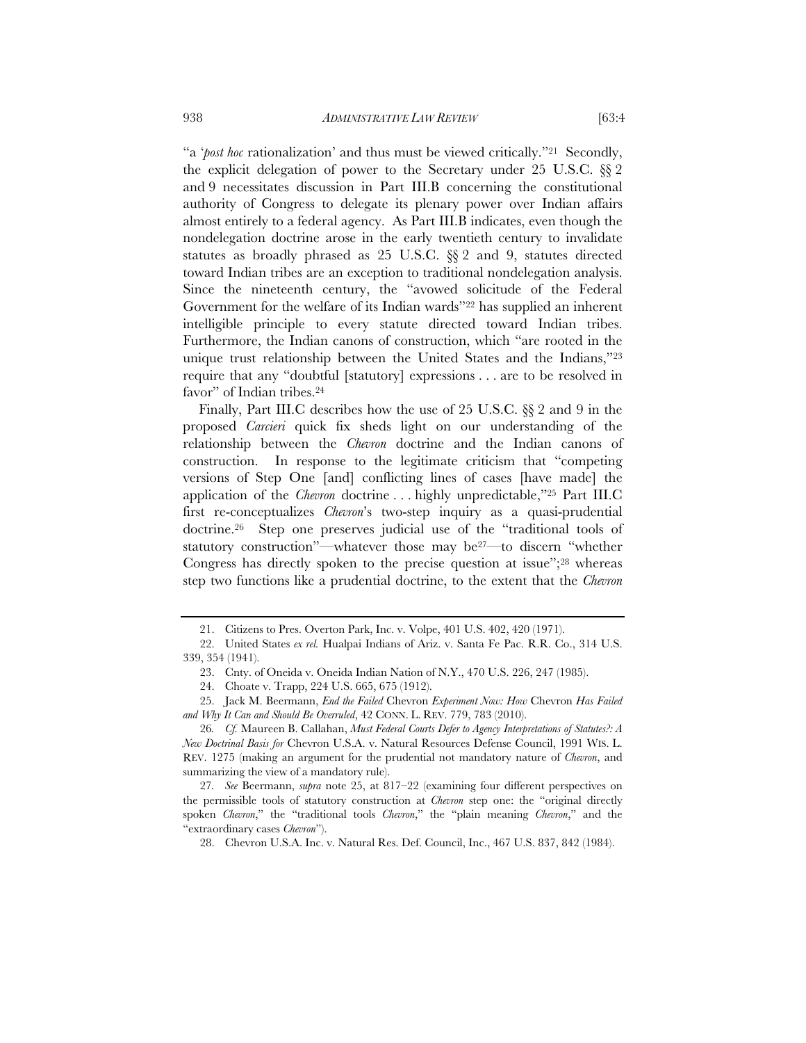"a '*post hoc* rationalization' and thus must be viewed critically."[21] Secondly, the explicit delegation of power to the Secretary under 25 U.S.C. §§ 2 and 9 necessitates discussion in Part III.B concerning the constitutional authority of Congress to delegate its plenary power over Indian affairs almost entirely to a federal agency. As Part III.B indicates, even though the nondelegation doctrine arose in the early twentieth century to invalidate statutes as broadly phrased as 25 U.S.C. §§ 2 and 9, statutes directed toward Indian tribes are an exception to traditional nondelegation analysis. Since the nineteenth century, the "avowed solicitude of the Federal Government for the welfare of its Indian wards"[22] has supplied an inherent intelligible principle to every statute directed toward Indian tribes. Furthermore, the Indian canons of construction, which "are rooted in the unique trust relationship between the United States and the Indians,"[23] require that any "doubtful [statutory] expressions . . . are to be resolved in favor" of Indian tribes.[24]

Finally, Part III.C describes how the use of 25 U.S.C. §§ 2 and 9 in the proposed *Carcieri* quick fix sheds light on our understanding of the relationship between the *Chevron* doctrine and the Indian canons of construction. In response to the legitimate criticism that "competing versions of Step One [and] conflicting lines of cases [have made] the application of the *Chevron* doctrine . . . highly unpredictable,"[25] Part III.C first re-conceptualizes *Chevron*'s two-step inquiry as a quasi-prudential doctrine.[26] Step one preserves judicial use of the "traditional tools of statutory construction"—whatever those may be[27]—to discern "whether Congress has directly spoken to the precise question at issue";[28] whereas step two functions like a prudential doctrine, to the extent that the *Chevron*

21. Citizens to Pres. Overton Park, Inc. v. Volpe, 401 U.S. 402, 420 (1971).

22. United States *ex rel.* Hualpai Indians of Ariz. v. Santa Fe Pac. R.R. Co., 314 U.S. 339, 354 (1941).

23. Cnty. of Oneida v. Oneida Indian Nation of N.Y., 470 U.S. 226, 247 (1985).

24. Choate v. Trapp, 224 U.S. 665, 675 (1912).

25. Jack M. Beermann, *End the Failed* Chevron *Experiment Now: How* Chevron *Has Failed and Why It Can and Should Be Overruled*, 42 CONN. L. REV. 779, 783 (2010).

26. *Cf.* Maureen B. Callahan, *Must Federal Courts Defer to Agency Interpretations of Statutes?: A New Doctrinal Basis for* Chevron U.S.A. v. Natural Resources Defense Council, 1991 WIS. L. REV. 1275 (making an argument for the prudential not mandatory nature of *Chevron*, and summarizing the view of a mandatory rule).

27. *See* Beermann, *supra* note 25, at 817–22 (examining four different perspectives on the permissible tools of statutory construction at *Chevron* step one: the "original directly spoken *Chevron*," the "traditional tools *Chevron*," the "plain meaning *Chevron*," and the "extraordinary cases *Chevron*").

28. Chevron U.S.A. Inc. v. Natural Res. Def. Council, Inc., 467 U.S. 837, 842 (1984).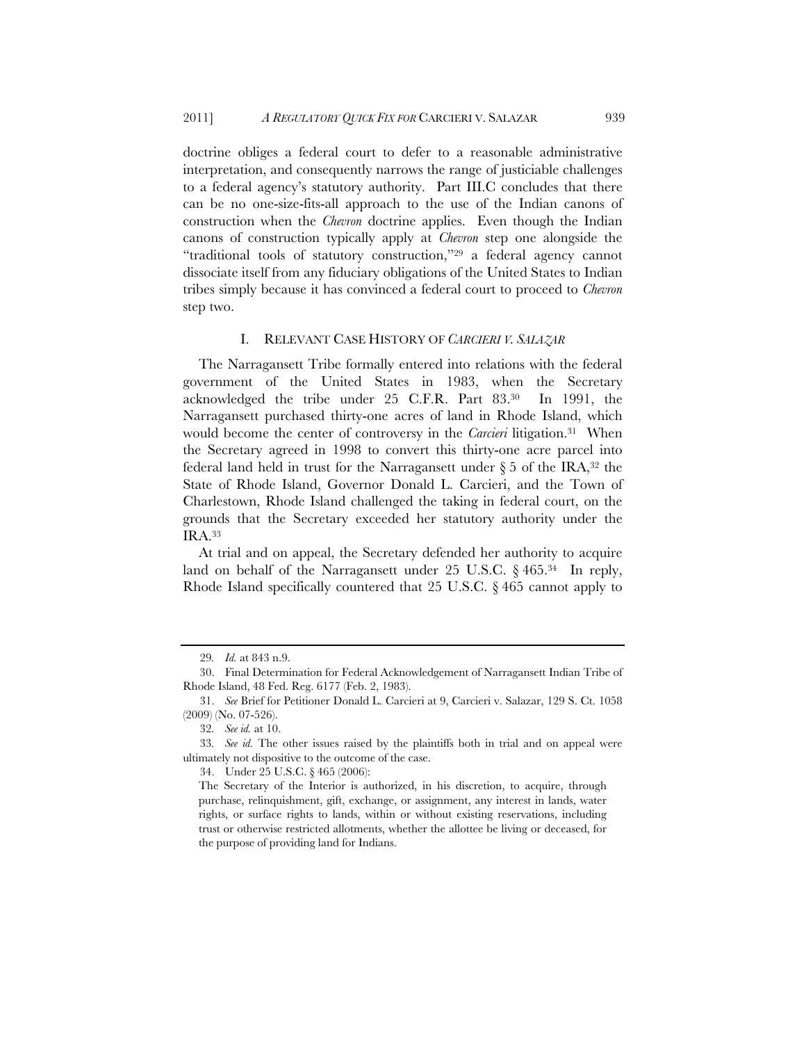doctrine obliges a federal court to defer to a reasonable administrative interpretation, and consequently narrows the range of justiciable challenges to a federal agency's statutory authority. Part III.C concludes that there can be no one-size-fits-all approach to the use of the Indian canons of construction when the *Chevron* doctrine applies. Even though the Indian canons of construction typically apply at *Chevron* step one alongside the "traditional tools of statutory construction,"[29] a federal agency cannot dissociate itself from any fiduciary obligations of the United States to Indian tribes simply because it has convinced a federal court to proceed to *Chevron* step two.

## I. RELEVANT CASE HISTORY OF *CARCIERI V. SALAZAR*

The Narragansett Tribe formally entered into relations with the federal government of the United States in 1983, when the Secretary acknowledged the tribe under 25 C.F.R. Part 83.[30] In 1991, the Narragansett purchased thirty-one acres of land in Rhode Island, which would become the center of controversy in the *Carcieri* litigation.[31] When the Secretary agreed in 1998 to convert this thirty-one acre parcel into federal land held in trust for the Narragansett under § 5 of the IRA,[32] the State of Rhode Island, Governor Donald L. Carcieri, and the Town of Charlestown, Rhode Island challenged the taking in federal court, on the grounds that the Secretary exceeded her statutory authority under the IRA.[33]

At trial and on appeal, the Secretary defended her authority to acquire land on behalf of the Narragansett under 25 U.S.C. § 465.[34] In reply, Rhode Island specifically countered that 25 U.S.C. § 465 cannot apply to

---

29. *Id.* at 843 n.9.

30. Final Determination for Federal Acknowledgement of Narragansett Indian Tribe of Rhode Island, 48 Fed. Reg. 6177 (Feb. 2, 1983).

31. *See* Brief for Petitioner Donald L. Carcieri at 9, Carcieri v. Salazar, 129 S. Ct. 1058 (2009) (No. 07-526).

32. *See id.* at 10.

33. *See id.* The other issues raised by the plaintiffs both in trial and on appeal were ultimately not dispositive to the outcome of the case.

34. Under 25 U.S.C. § 465 (2006):

> The Secretary of the Interior is authorized, in his discretion, to acquire, through purchase, relinquishment, gift, exchange, or assignment, any interest in lands, water rights, or surface rights to lands, within or without existing reservations, including trust or otherwise restricted allotments, whether the allottee be living or deceased, for the purpose of providing land for Indians.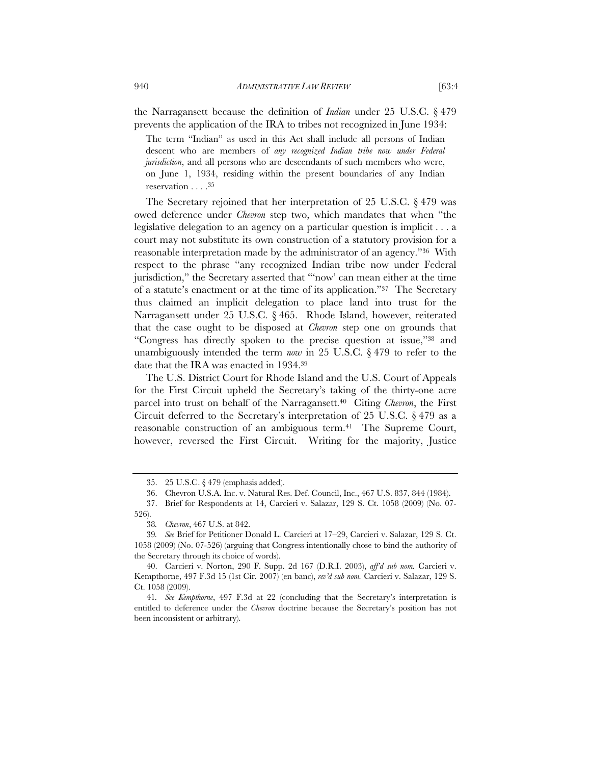the Narragansett because the definition of *Indian* under 25 U.S.C. § 479 prevents the application of the IRA to tribes not recognized in June 1934:

> The term "Indian" as used in this Act shall include all persons of Indian descent who are members of *any recognized Indian tribe now under Federal jurisdiction*, and all persons who are descendants of such members who were, on June 1, 1934, residing within the present boundaries of any Indian reservation . . . .[35]

The Secretary rejoined that her interpretation of 25 U.S.C. § 479 was owed deference under *Chevron* step two, which mandates that when "the legislative delegation to an agency on a particular question is implicit . . . a court may not substitute its own construction of a statutory provision for a reasonable interpretation made by the administrator of an agency."[36] With respect to the phrase "any recognized Indian tribe now under Federal jurisdiction," the Secretary asserted that "'now' can mean either at the time of a statute's enactment or at the time of its application."[37] The Secretary thus claimed an implicit delegation to place land into trust for the Narragansett under 25 U.S.C. § 465. Rhode Island, however, reiterated that the case ought to be disposed at *Chevron* step one on grounds that "Congress has directly spoken to the precise question at issue,"[38] and unambiguously intended the term *now* in 25 U.S.C. § 479 to refer to the date that the IRA was enacted in 1934.[39]

The U.S. District Court for Rhode Island and the U.S. Court of Appeals for the First Circuit upheld the Secretary's taking of the thirty-one acre parcel into trust on behalf of the Narragansett.[40] Citing *Chevron*, the First Circuit deferred to the Secretary's interpretation of 25 U.S.C. § 479 as a reasonable construction of an ambiguous term.[41] The Supreme Court, however, reversed the First Circuit. Writing for the majority, Justice

---

35. 25 U.S.C. § 479 (emphasis added).

36. Chevron U.S.A. Inc. v. Natural Res. Def. Council, Inc., 467 U.S. 837, 844 (1984).

37. Brief for Respondents at 14, Carcieri v. Salazar, 129 S. Ct. 1058 (2009) (No. 07-526).

38. *Chevron*, 467 U.S. at 842.

39. *See* Brief for Petitioner Donald L. Carcieri at 17–29, Carcieri v. Salazar, 129 S. Ct. 1058 (2009) (No. 07-526) (arguing that Congress intentionally chose to bind the authority of the Secretary through its choice of words).

40. Carcieri v. Norton, 290 F. Supp. 2d 167 (D.R.I. 2003), *aff'd sub nom.* Carcieri v. Kempthorne, 497 F.3d 15 (1st Cir. 2007) (en banc), *rev'd sub nom.* Carcieri v. Salazar, 129 S. Ct. 1058 (2009).

41. *See Kempthorne*, 497 F.3d at 22 (concluding that the Secretary's interpretation is entitled to deference under the *Chevron* doctrine because the Secretary's position has not been inconsistent or arbitrary).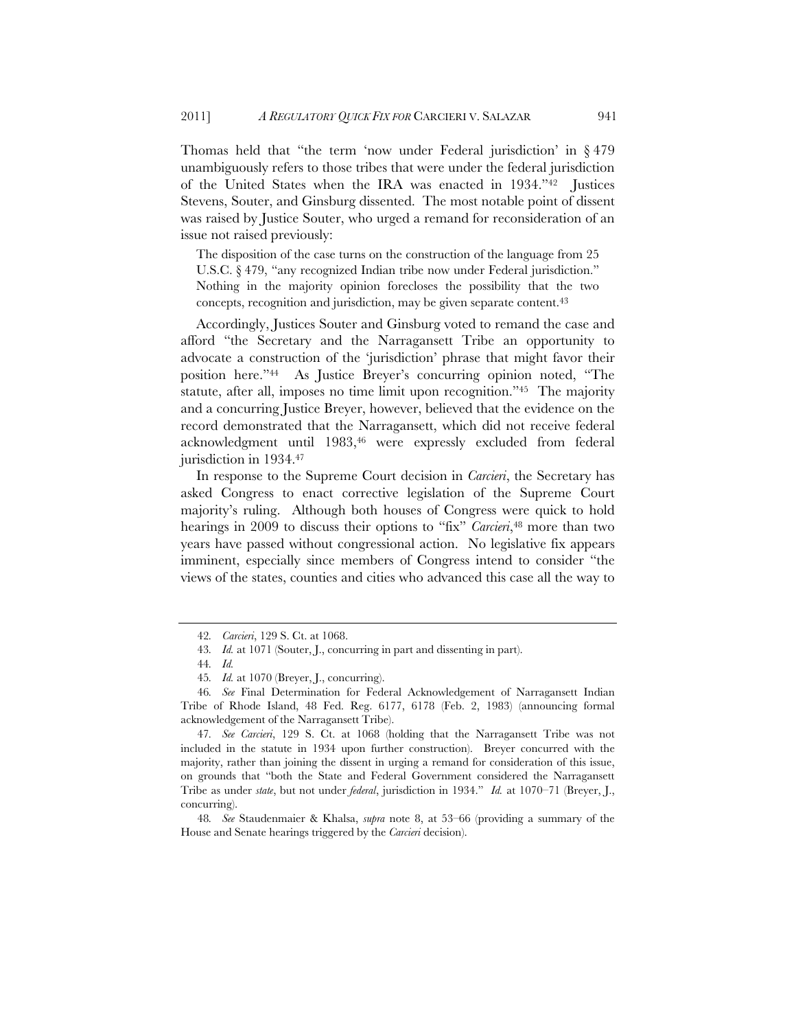Thomas held that "the term 'now under Federal jurisdiction' in § 479 unambiguously refers to those tribes that were under the federal jurisdiction of the United States when the IRA was enacted in 1934."[42] Justices Stevens, Souter, and Ginsburg dissented. The most notable point of dissent was raised by Justice Souter, who urged a remand for reconsideration of an issue not raised previously:

> The disposition of the case turns on the construction of the language from 25 U.S.C. § 479, "any recognized Indian tribe now under Federal jurisdiction." Nothing in the majority opinion forecloses the possibility that the two concepts, recognition and jurisdiction, may be given separate content.[43]

Accordingly, Justices Souter and Ginsburg voted to remand the case and afford "the Secretary and the Narragansett Tribe an opportunity to advocate a construction of the 'jurisdiction' phrase that might favor their position here."[44] As Justice Breyer's concurring opinion noted, "The statute, after all, imposes no time limit upon recognition."[45] The majority and a concurring Justice Breyer, however, believed that the evidence on the record demonstrated that the Narragansett, which did not receive federal acknowledgment until 1983,[46] were expressly excluded from federal jurisdiction in 1934.[47]

In response to the Supreme Court decision in *Carcieri*, the Secretary has asked Congress to enact corrective legislation of the Supreme Court majority's ruling. Although both houses of Congress were quick to hold hearings in 2009 to discuss their options to "fix" *Carcieri*,[48] more than two years have passed without congressional action. No legislative fix appears imminent, especially since members of Congress intend to consider "the views of the states, counties and cities who advanced this case all the way to

---

42. *Carcieri*, 129 S. Ct. at 1068.

43. *Id.* at 1071 (Souter, J., concurring in part and dissenting in part).

44. *Id.*

45. *Id.* at 1070 (Breyer, J., concurring).

46. *See* Final Determination for Federal Acknowledgement of Narragansett Indian Tribe of Rhode Island, 48 Fed. Reg. 6177, 6178 (Feb. 2, 1983) (announcing formal acknowledgement of the Narragansett Tribe).

47. *See Carcieri*, 129 S. Ct. at 1068 (holding that the Narragansett Tribe was not included in the statute in 1934 upon further construction). Breyer concurred with the majority, rather than joining the dissent in urging a remand for consideration of this issue, on grounds that "both the State and Federal Government considered the Narragansett Tribe as under *state*, but not under *federal*, jurisdiction in 1934." *Id.* at 1070–71 (Breyer, J., concurring).

48. *See* Staudenmaier & Khalsa, *supra* note 8, at 53–66 (providing a summary of the House and Senate hearings triggered by the *Carcieri* decision).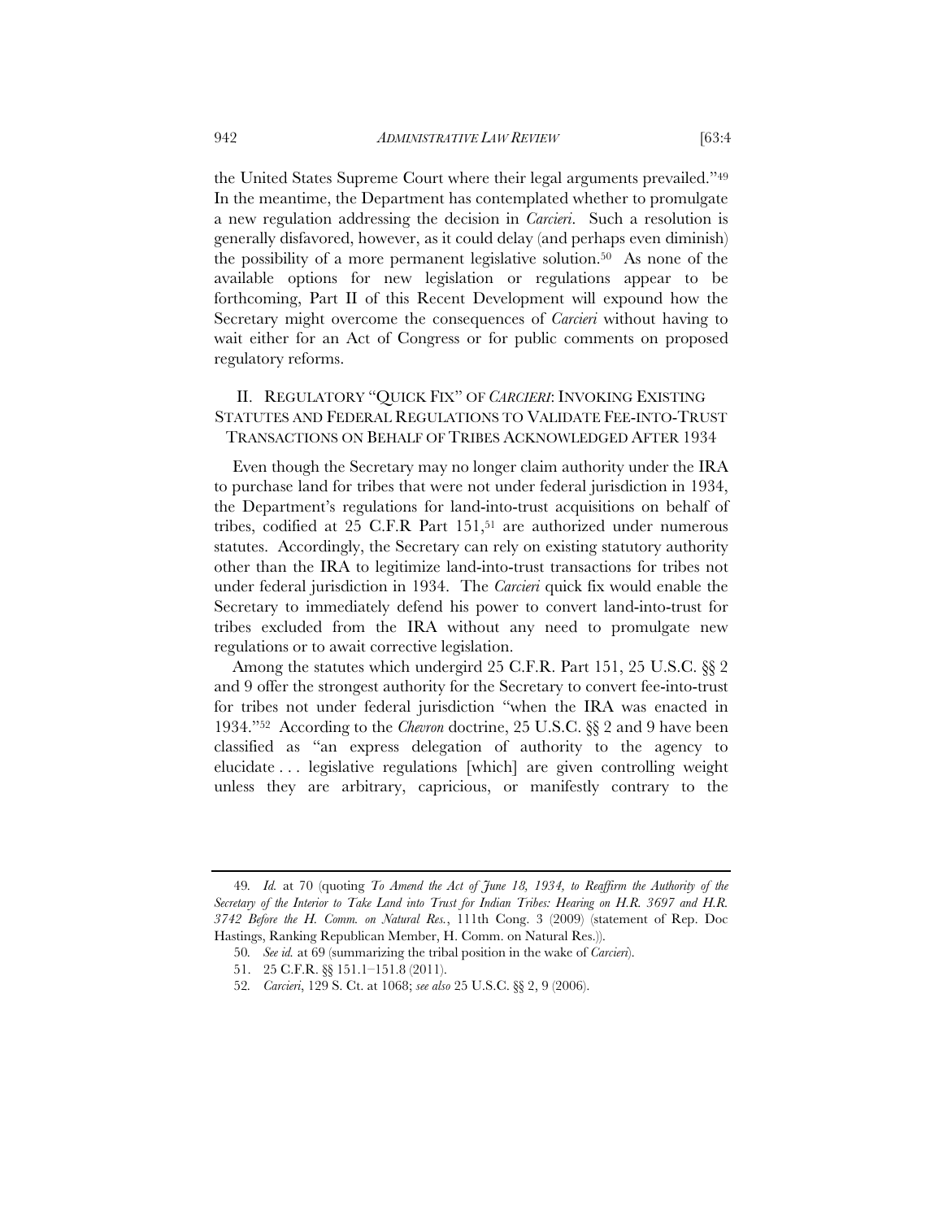the United States Supreme Court where their legal arguments prevailed."[49] In the meantime, the Department has contemplated whether to promulgate a new regulation addressing the decision in *Carcieri*. Such a resolution is generally disfavored, however, as it could delay (and perhaps even diminish) the possibility of a more permanent legislative solution.[50] As none of the available options for new legislation or regulations appear to be forthcoming, Part II of this Recent Development will expound how the Secretary might overcome the consequences of *Carcieri* without having to wait either for an Act of Congress or for public comments on proposed regulatory reforms.

## II. REGULATORY "QUICK FIX" OF *CARCIERI*: INVOKING EXISTING STATUTES AND FEDERAL REGULATIONS TO VALIDATE FEE-INTO-TRUST TRANSACTIONS ON BEHALF OF TRIBES ACKNOWLEDGED AFTER 1934

Even though the Secretary may no longer claim authority under the IRA to purchase land for tribes that were not under federal jurisdiction in 1934, the Department's regulations for land-into-trust acquisitions on behalf of tribes, codified at 25 C.F.R Part 151,[51] are authorized under numerous statutes. Accordingly, the Secretary can rely on existing statutory authority other than the IRA to legitimize land-into-trust transactions for tribes not under federal jurisdiction in 1934. The *Carcieri* quick fix would enable the Secretary to immediately defend his power to convert land-into-trust for tribes excluded from the IRA without any need to promulgate new regulations or to await corrective legislation.

Among the statutes which undergird 25 C.F.R. Part 151, 25 U.S.C. §§ 2 and 9 offer the strongest authority for the Secretary to convert fee-into-trust for tribes not under federal jurisdiction "when the IRA was enacted in 1934."[52] According to the *Chevron* doctrine, 25 U.S.C. §§ 2 and 9 have been classified as "an express delegation of authority to the agency to elucidate . . . legislative regulations [which] are given controlling weight unless they are arbitrary, capricious, or manifestly contrary to the

---

49. *Id.* at 70 (quoting *To Amend the Act of June 18, 1934, to Reaffirm the Authority of the Secretary of the Interior to Take Land into Trust for Indian Tribes: Hearing on H.R. 3697 and H.R. 3742 Before the H. Comm. on Natural Res.*, 111th Cong. 3 (2009) (statement of Rep. Doc Hastings, Ranking Republican Member, H. Comm. on Natural Res.)).

50. *See id.* at 69 (summarizing the tribal position in the wake of *Carcieri*).

51. 25 C.F.R. §§ 151.1–151.8 (2011).

52. *Carcieri*, 129 S. Ct. at 1068; *see also* 25 U.S.C. §§ 2, 9 (2006).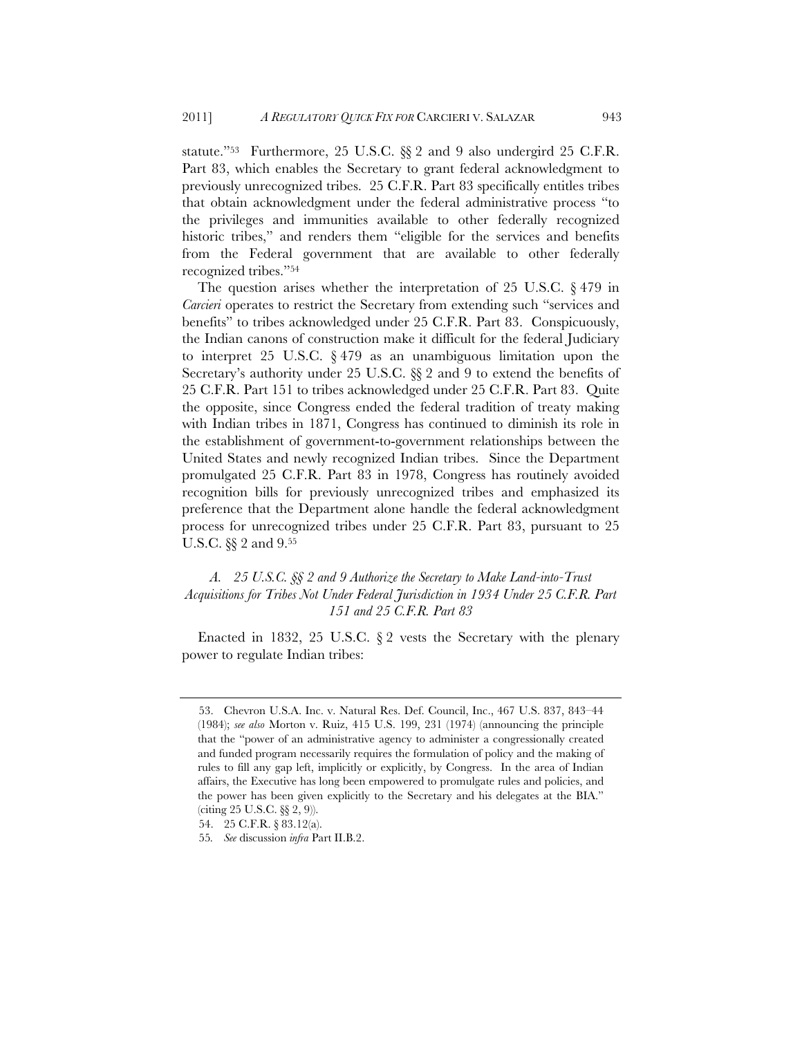statute."[53] Furthermore, 25 U.S.C. §§ 2 and 9 also undergird 25 C.F.R. Part 83, which enables the Secretary to grant federal acknowledgment to previously unrecognized tribes. 25 C.F.R. Part 83 specifically entitles tribes that obtain acknowledgment under the federal administrative process "to the privileges and immunities available to other federally recognized historic tribes," and renders them "eligible for the services and benefits from the Federal government that are available to other federally recognized tribes."[54]

The question arises whether the interpretation of 25 U.S.C. § 479 in *Carcieri* operates to restrict the Secretary from extending such "services and benefits" to tribes acknowledged under 25 C.F.R. Part 83. Conspicuously, the Indian canons of construction make it difficult for the federal Judiciary to interpret 25 U.S.C. § 479 as an unambiguous limitation upon the Secretary's authority under 25 U.S.C. §§ 2 and 9 to extend the benefits of 25 C.F.R. Part 151 to tribes acknowledged under 25 C.F.R. Part 83. Quite the opposite, since Congress ended the federal tradition of treaty making with Indian tribes in 1871, Congress has continued to diminish its role in the establishment of government-to-government relationships between the United States and newly recognized Indian tribes. Since the Department promulgated 25 C.F.R. Part 83 in 1978, Congress has routinely avoided recognition bills for previously unrecognized tribes and emphasized its preference that the Department alone handle the federal acknowledgment process for unrecognized tribes under 25 C.F.R. Part 83, pursuant to 25 U.S.C. §§ 2 and 9.[55]

### *A. 25 U.S.C. §§ 2 and 9 Authorize the Secretary to Make Land-into-Trust Acquisitions for Tribes Not Under Federal Jurisdiction in 1934 Under 25 C.F.R. Part 151 and 25 C.F.R. Part 83*

Enacted in 1832, 25 U.S.C. § 2 vests the Secretary with the plenary power to regulate Indian tribes:

---

53. Chevron U.S.A. Inc. v. Natural Res. Def. Council, Inc., 467 U.S. 837, 843–44 (1984); *see also* Morton v. Ruiz, 415 U.S. 199, 231 (1974) (announcing the principle that the "power of an administrative agency to administer a congressionally created and funded program necessarily requires the formulation of policy and the making of rules to fill any gap left, implicitly or explicitly, by Congress. In the area of Indian affairs, the Executive has long been empowered to promulgate rules and policies, and the power has been given explicitly to the Secretary and his delegates at the BIA." (citing 25 U.S.C. §§ 2, 9)).

54. 25 C.F.R. § 83.12(a).

55. *See* discussion *infra* Part II.B.2.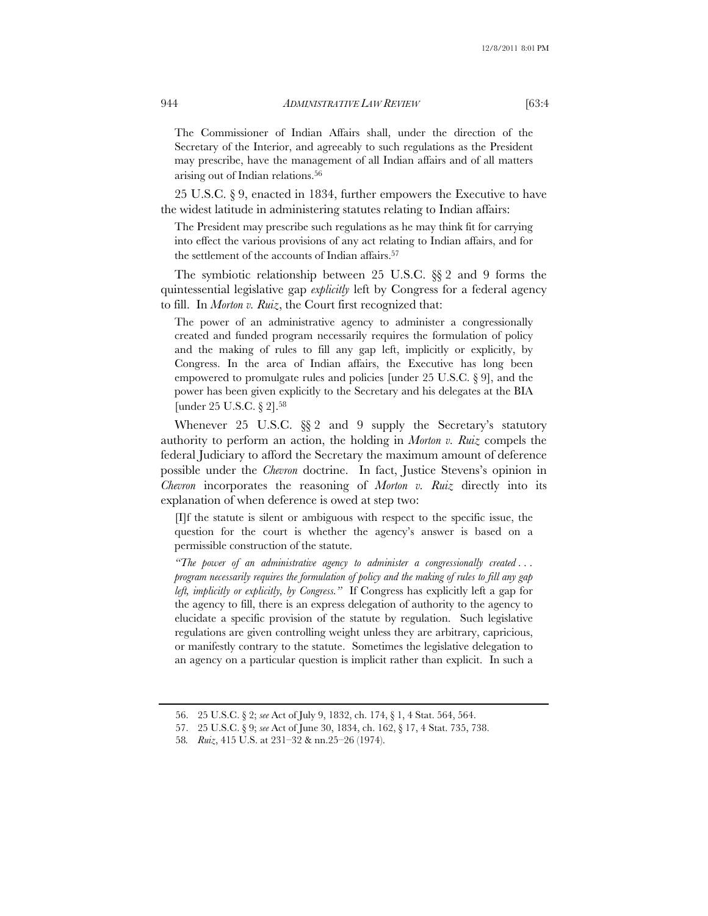> The Commissioner of Indian Affairs shall, under the direction of the Secretary of the Interior, and agreeably to such regulations as the President may prescribe, have the management of all Indian affairs and of all matters arising out of Indian relations.[56]

25 U.S.C. § 9, enacted in 1834, further empowers the Executive to have the widest latitude in administering statutes relating to Indian affairs:

> The President may prescribe such regulations as he may think fit for carrying into effect the various provisions of any act relating to Indian affairs, and for the settlement of the accounts of Indian affairs.[57]

The symbiotic relationship between 25 U.S.C. §§ 2 and 9 forms the quintessential legislative gap *explicitly* left by Congress for a federal agency to fill. In *Morton v. Ruiz*, the Court first recognized that:

> The power of an administrative agency to administer a congressionally created and funded program necessarily requires the formulation of policy and the making of rules to fill any gap left, implicitly or explicitly, by Congress. In the area of Indian affairs, the Executive has long been empowered to promulgate rules and policies [under 25 U.S.C. § 9], and the power has been given explicitly to the Secretary and his delegates at the BIA [under 25 U.S.C. § 2].[58]

Whenever 25 U.S.C. §§ 2 and 9 supply the Secretary's statutory authority to perform an action, the holding in *Morton v. Ruiz* compels the federal Judiciary to afford the Secretary the maximum amount of deference possible under the *Chevron* doctrine. In fact, Justice Stevens's opinion in *Chevron* incorporates the reasoning of *Morton v. Ruiz* directly into its explanation of when deference is owed at step two:

> [I]f the statute is silent or ambiguous with respect to the specific issue, the question for the court is whether the agency's answer is based on a permissible construction of the statute.
>
> *"The power of an administrative agency to administer a congressionally created . . . program necessarily requires the formulation of policy and the making of rules to fill any gap left, implicitly or explicitly, by Congress."* If Congress has explicitly left a gap for the agency to fill, there is an express delegation of authority to the agency to elucidate a specific provision of the statute by regulation. Such legislative regulations are given controlling weight unless they are arbitrary, capricious, or manifestly contrary to the statute. Sometimes the legislative delegation to an agency on a particular question is implicit rather than explicit. In such a

---

56. 25 U.S.C. § 2; *see* Act of July 9, 1832, ch. 174, § 1, 4 Stat. 564, 564.

57. 25 U.S.C. § 9; *see* Act of June 30, 1834, ch. 162, § 17, 4 Stat. 735, 738.

58. *Ruiz*, 415 U.S. at 231–32 & nn.25–26 (1974).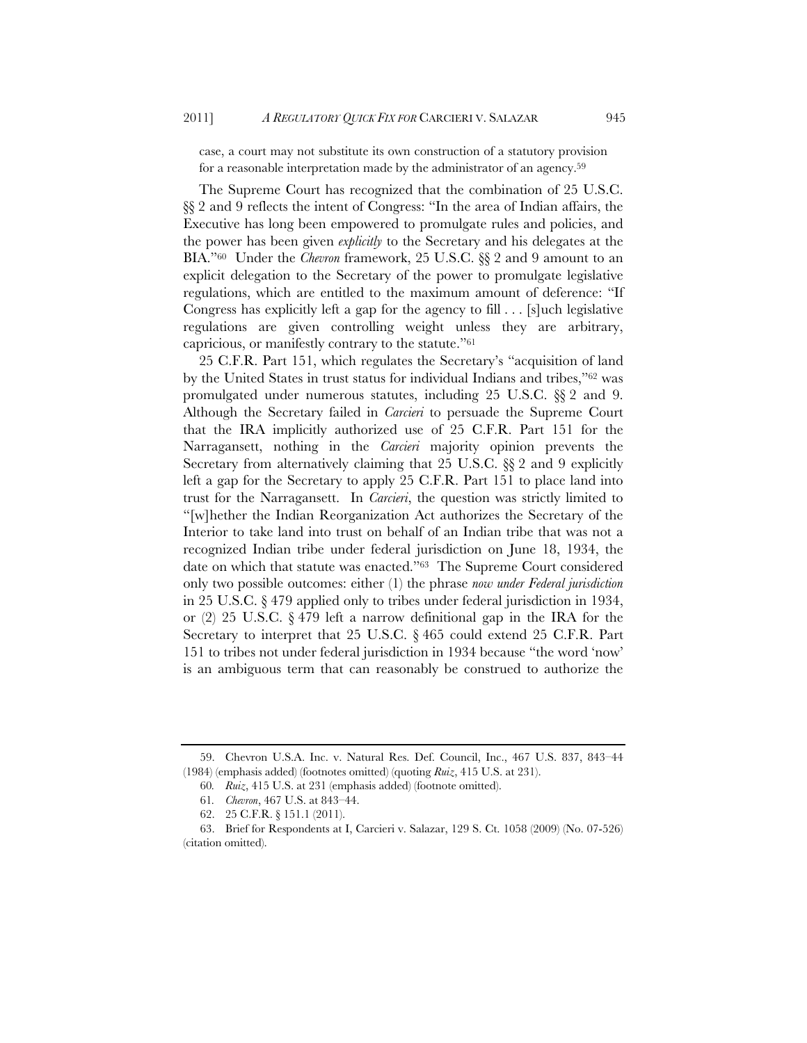case, a court may not substitute its own construction of a statutory provision for a reasonable interpretation made by the administrator of an agency.[59]

The Supreme Court has recognized that the combination of 25 U.S.C. §§ 2 and 9 reflects the intent of Congress: "In the area of Indian affairs, the Executive has long been empowered to promulgate rules and policies, and the power has been given *explicitly* to the Secretary and his delegates at the BIA."[60] Under the *Chevron* framework, 25 U.S.C. §§ 2 and 9 amount to an explicit delegation to the Secretary of the power to promulgate legislative regulations, which are entitled to the maximum amount of deference: "If Congress has explicitly left a gap for the agency to fill . . . [s]uch legislative regulations are given controlling weight unless they are arbitrary, capricious, or manifestly contrary to the statute."[61]

25 C.F.R. Part 151, which regulates the Secretary's "acquisition of land by the United States in trust status for individual Indians and tribes,"[62] was promulgated under numerous statutes, including 25 U.S.C. §§ 2 and 9. Although the Secretary failed in *Carcieri* to persuade the Supreme Court that the IRA implicitly authorized use of 25 C.F.R. Part 151 for the Narragansett, nothing in the *Carcieri* majority opinion prevents the Secretary from alternatively claiming that 25 U.S.C. §§ 2 and 9 explicitly left a gap for the Secretary to apply 25 C.F.R. Part 151 to place land into trust for the Narragansett. In *Carcieri*, the question was strictly limited to "[w]hether the Indian Reorganization Act authorizes the Secretary of the Interior to take land into trust on behalf of an Indian tribe that was not a recognized Indian tribe under federal jurisdiction on June 18, 1934, the date on which that statute was enacted."[63] The Supreme Court considered only two possible outcomes: either (1) the phrase *now under Federal jurisdiction* in 25 U.S.C. § 479 applied only to tribes under federal jurisdiction in 1934, or (2) 25 U.S.C. § 479 left a narrow definitional gap in the IRA for the Secretary to interpret that 25 U.S.C. § 465 could extend 25 C.F.R. Part 151 to tribes not under federal jurisdiction in 1934 because "the word 'now' is an ambiguous term that can reasonably be construed to authorize the

---

59. Chevron U.S.A. Inc. v. Natural Res. Def. Council, Inc., 467 U.S. 837, 843–44 (1984) (emphasis added) (footnotes omitted) (quoting *Ruiz*, 415 U.S. at 231).

60. *Ruiz*, 415 U.S. at 231 (emphasis added) (footnote omitted).

61. *Chevron*, 467 U.S. at 843–44.

62. 25 C.F.R. § 151.1 (2011).

63. Brief for Respondents at I, Carcieri v. Salazar, 129 S. Ct. 1058 (2009) (No. 07-526) (citation omitted).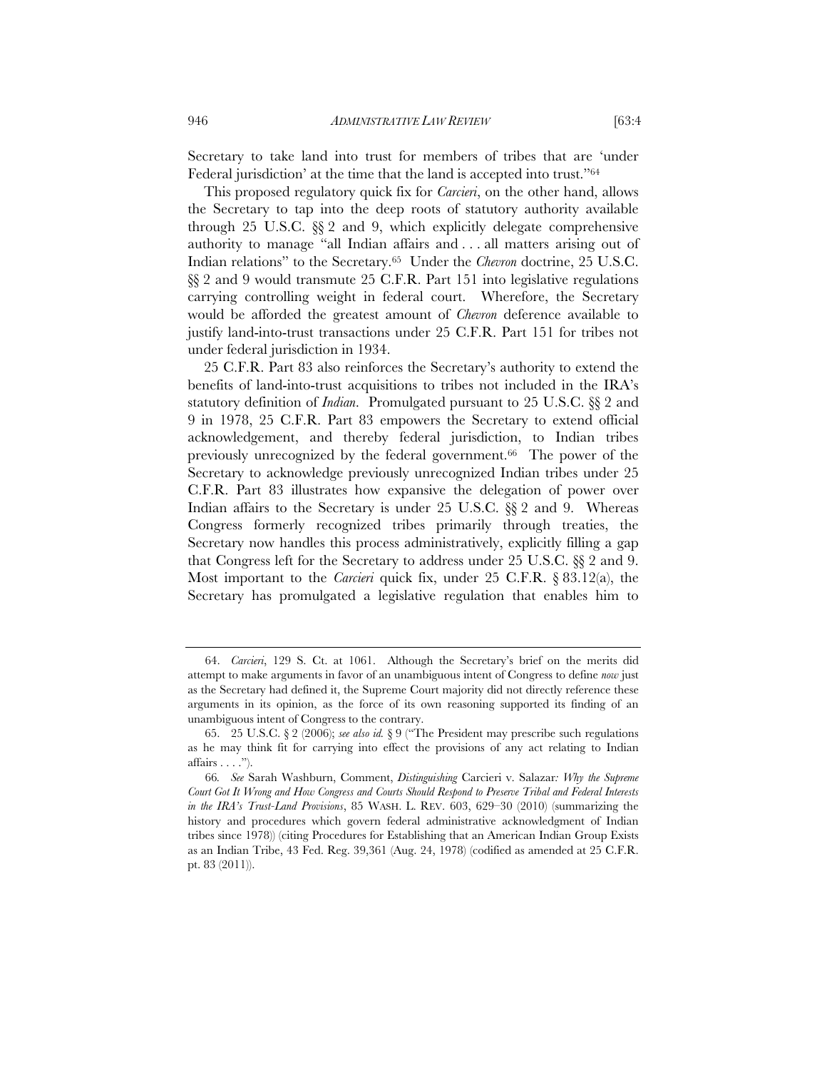Secretary to take land into trust for members of tribes that are 'under Federal jurisdiction' at the time that the land is accepted into trust."[64]

This proposed regulatory quick fix for *Carcieri*, on the other hand, allows the Secretary to tap into the deep roots of statutory authority available through 25 U.S.C. §§ 2 and 9, which explicitly delegate comprehensive authority to manage "all Indian affairs and . . . all matters arising out of Indian relations" to the Secretary.[65] Under the *Chevron* doctrine, 25 U.S.C. §§ 2 and 9 would transmute 25 C.F.R. Part 151 into legislative regulations carrying controlling weight in federal court. Wherefore, the Secretary would be afforded the greatest amount of *Chevron* deference available to justify land-into-trust transactions under 25 C.F.R. Part 151 for tribes not under federal jurisdiction in 1934.

25 C.F.R. Part 83 also reinforces the Secretary's authority to extend the benefits of land-into-trust acquisitions to tribes not included in the IRA's statutory definition of *Indian*. Promulgated pursuant to 25 U.S.C. §§ 2 and 9 in 1978, 25 C.F.R. Part 83 empowers the Secretary to extend official acknowledgement, and thereby federal jurisdiction, to Indian tribes previously unrecognized by the federal government.[66] The power of the Secretary to acknowledge previously unrecognized Indian tribes under 25 C.F.R. Part 83 illustrates how expansive the delegation of power over Indian affairs to the Secretary is under 25 U.S.C. §§ 2 and 9. Whereas Congress formerly recognized tribes primarily through treaties, the Secretary now handles this process administratively, explicitly filling a gap that Congress left for the Secretary to address under 25 U.S.C. §§ 2 and 9. Most important to the *Carcieri* quick fix, under 25 C.F.R. § 83.12(a), the Secretary has promulgated a legislative regulation that enables him to

---

64. *Carcieri*, 129 S. Ct. at 1061. Although the Secretary's brief on the merits did attempt to make arguments in favor of an unambiguous intent of Congress to define *now* just as the Secretary had defined it, the Supreme Court majority did not directly reference these arguments in its opinion, as the force of its own reasoning supported its finding of an unambiguous intent of Congress to the contrary.

65. 25 U.S.C. § 2 (2006); *see also id.* § 9 ("The President may prescribe such regulations as he may think fit for carrying into effect the provisions of any act relating to Indian affairs . . . .").

66. *See* Sarah Washburn, Comment, *Distinguishing* Carcieri v. Salazar*: Why the Supreme Court Got It Wrong and How Congress and Courts Should Respond to Preserve Tribal and Federal Interests in the IRA's Trust-Land Provisions*, 85 WASH. L. REV. 603, 629–30 (2010) (summarizing the history and procedures which govern federal administrative acknowledgment of Indian tribes since 1978) (citing Procedures for Establishing that an American Indian Group Exists as an Indian Tribe, 43 Fed. Reg. 39,361 (Aug. 24, 1978) (codified as amended at 25 C.F.R. pt. 83 (2011)).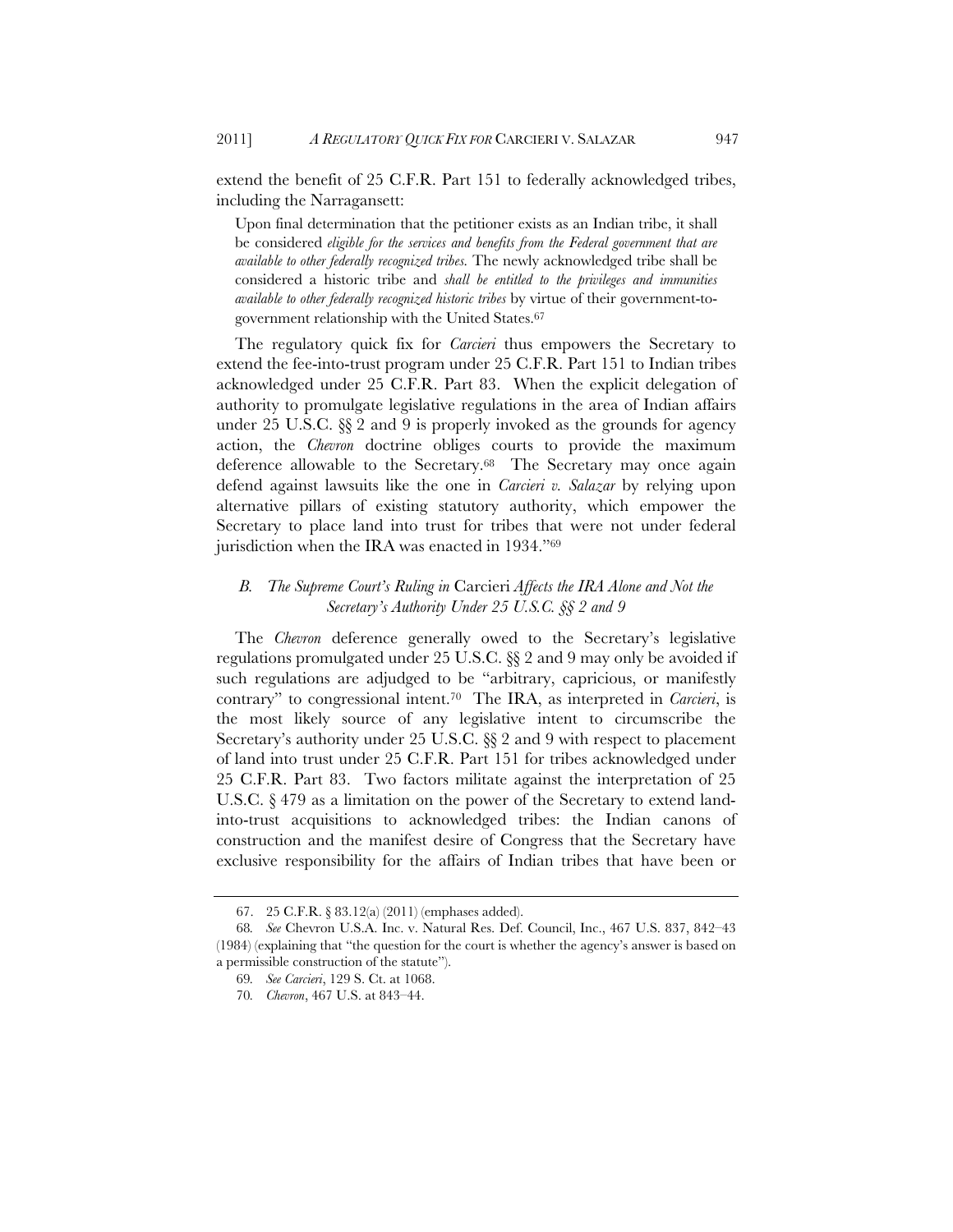extend the benefit of 25 C.F.R. Part 151 to federally acknowledged tribes, including the Narragansett:

> Upon final determination that the petitioner exists as an Indian tribe, it shall be considered *eligible for the services and benefits from the Federal government that are available to other federally recognized tribes.* The newly acknowledged tribe shall be considered a historic tribe and *shall be entitled to the privileges and immunities available to other federally recognized historic tribes* by virtue of their government-to-government relationship with the United States.[67]

The regulatory quick fix for *Carcieri* thus empowers the Secretary to extend the fee-into-trust program under 25 C.F.R. Part 151 to Indian tribes acknowledged under 25 C.F.R. Part 83. When the explicit delegation of authority to promulgate legislative regulations in the area of Indian affairs under 25 U.S.C. §§ 2 and 9 is properly invoked as the grounds for agency action, the *Chevron* doctrine obliges courts to provide the maximum deference allowable to the Secretary.[68] The Secretary may once again defend against lawsuits like the one in *Carcieri v. Salazar* by relying upon alternative pillars of existing statutory authority, which empower the Secretary to place land into trust for tribes that were not under federal jurisdiction when the IRA was enacted in 1934."[69]

### *B. The Supreme Court's Ruling in* Carcieri *Affects the IRA Alone and Not the Secretary's Authority Under 25 U.S.C. §§ 2 and 9*

The *Chevron* deference generally owed to the Secretary's legislative regulations promulgated under 25 U.S.C. §§ 2 and 9 may only be avoided if such regulations are adjudged to be "arbitrary, capricious, or manifestly contrary" to congressional intent.[70] The IRA, as interpreted in *Carcieri*, is the most likely source of any legislative intent to circumscribe the Secretary's authority under 25 U.S.C. §§ 2 and 9 with respect to placement of land into trust under 25 C.F.R. Part 151 for tribes acknowledged under 25 C.F.R. Part 83. Two factors militate against the interpretation of 25 U.S.C. § 479 as a limitation on the power of the Secretary to extend land-into-trust acquisitions to acknowledged tribes: the Indian canons of construction and the manifest desire of Congress that the Secretary have exclusive responsibility for the affairs of Indian tribes that have been or

---

67. 25 C.F.R. § 83.12(a) (2011) (emphases added).

68. *See* Chevron U.S.A. Inc. v. Natural Res. Def. Council, Inc., 467 U.S. 837, 842–43 (1984) (explaining that "the question for the court is whether the agency's answer is based on a permissible construction of the statute").

69. *See Carcieri*, 129 S. Ct. at 1068.

70. *Chevron*, 467 U.S. at 843–44.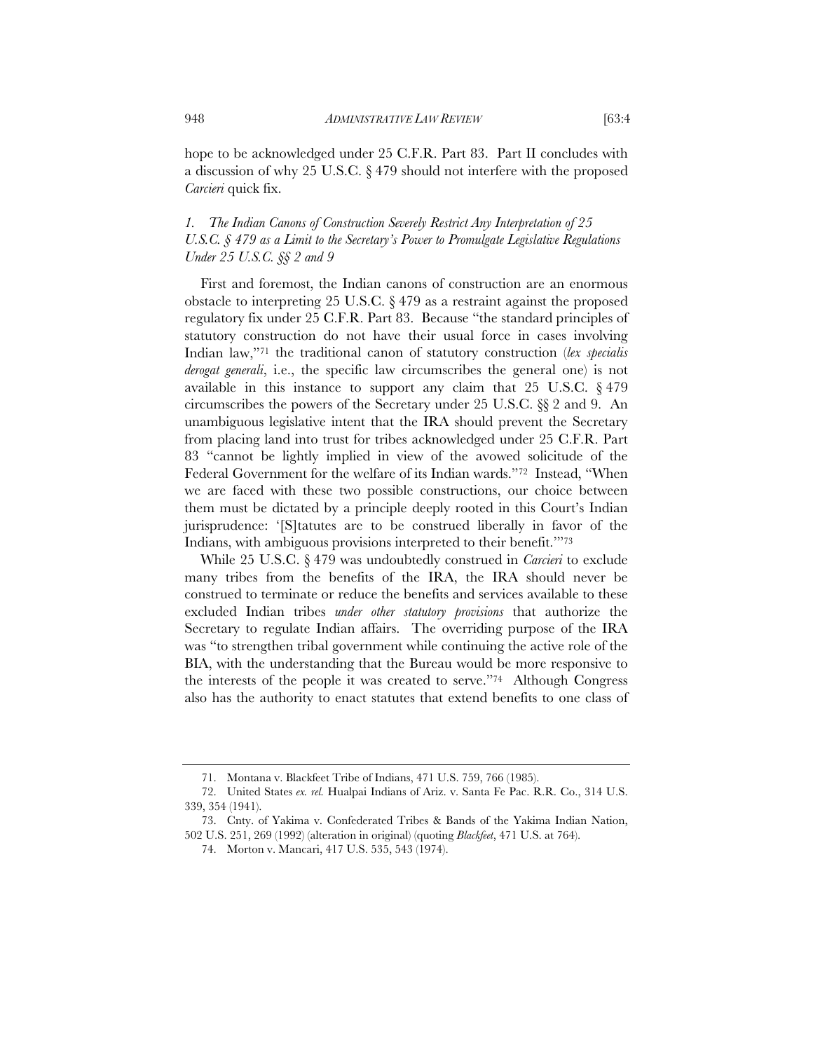hope to be acknowledged under 25 C.F.R. Part 83. Part II concludes with a discussion of why 25 U.S.C. § 479 should not interfere with the proposed *Carcieri* quick fix.

### *1. The Indian Canons of Construction Severely Restrict Any Interpretation of 25 U.S.C. § 479 as a Limit to the Secretary's Power to Promulgate Legislative Regulations Under 25 U.S.C. §§ 2 and 9*

First and foremost, the Indian canons of construction are an enormous obstacle to interpreting 25 U.S.C. § 479 as a restraint against the proposed regulatory fix under 25 C.F.R. Part 83. Because "the standard principles of statutory construction do not have their usual force in cases involving Indian law,"[71] the traditional canon of statutory construction (*lex specialis derogat generali*, i.e., the specific law circumscribes the general one) is not available in this instance to support any claim that 25 U.S.C. § 479 circumscribes the powers of the Secretary under 25 U.S.C. §§ 2 and 9. An unambiguous legislative intent that the IRA should prevent the Secretary from placing land into trust for tribes acknowledged under 25 C.F.R. Part 83 "cannot be lightly implied in view of the avowed solicitude of the Federal Government for the welfare of its Indian wards."[72] Instead, "When we are faced with these two possible constructions, our choice between them must be dictated by a principle deeply rooted in this Court's Indian jurisprudence: '[S]tatutes are to be construed liberally in favor of the Indians, with ambiguous provisions interpreted to their benefit.'"[73]

While 25 U.S.C. § 479 was undoubtedly construed in *Carcieri* to exclude many tribes from the benefits of the IRA, the IRA should never be construed to terminate or reduce the benefits and services available to these excluded Indian tribes *under other statutory provisions* that authorize the Secretary to regulate Indian affairs. The overriding purpose of the IRA was "to strengthen tribal government while continuing the active role of the BIA, with the understanding that the Bureau would be more responsive to the interests of the people it was created to serve."[74] Although Congress also has the authority to enact statutes that extend benefits to one class of

---

71. Montana v. Blackfeet Tribe of Indians, 471 U.S. 759, 766 (1985).

72. United States *ex. rel.* Hualpai Indians of Ariz. v. Santa Fe Pac. R.R. Co., 314 U.S. 339, 354 (1941).

73. Cnty. of Yakima v. Confederated Tribes & Bands of the Yakima Indian Nation, 502 U.S. 251, 269 (1992) (alteration in original) (quoting *Blackfeet*, 471 U.S. at 764).

74. Morton v. Mancari, 417 U.S. 535, 543 (1974).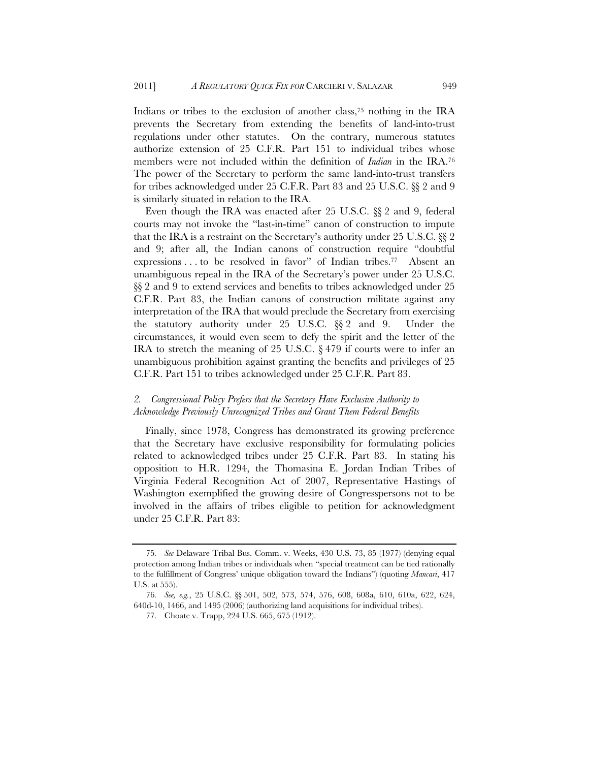Indians or tribes to the exclusion of another class,[75] nothing in the IRA prevents the Secretary from extending the benefits of land-into-trust regulations under other statutes. On the contrary, numerous statutes authorize extension of 25 C.F.R. Part 151 to individual tribes whose members were not included within the definition of *Indian* in the IRA.[76] The power of the Secretary to perform the same land-into-trust transfers for tribes acknowledged under 25 C.F.R. Part 83 and 25 U.S.C. §§ 2 and 9 is similarly situated in relation to the IRA.

Even though the IRA was enacted after 25 U.S.C. §§ 2 and 9, federal courts may not invoke the "last-in-time" canon of construction to impute that the IRA is a restraint on the Secretary's authority under 25 U.S.C. §§ 2 and 9; after all, the Indian canons of construction require "doubtful expressions . . . to be resolved in favor" of Indian tribes.[77] Absent an unambiguous repeal in the IRA of the Secretary's power under 25 U.S.C. §§ 2 and 9 to extend services and benefits to tribes acknowledged under 25 C.F.R. Part 83, the Indian canons of construction militate against any interpretation of the IRA that would preclude the Secretary from exercising the statutory authority under 25 U.S.C. §§ 2 and 9. Under the circumstances, it would even seem to defy the spirit and the letter of the IRA to stretch the meaning of 25 U.S.C. § 479 if courts were to infer an unambiguous prohibition against granting the benefits and privileges of 25 C.F.R. Part 151 to tribes acknowledged under 25 C.F.R. Part 83.

#### *2. Congressional Policy Prefers that the Secretary Have Exclusive Authority to Acknowledge Previously Unrecognized Tribes and Grant Them Federal Benefits*

Finally, since 1978, Congress has demonstrated its growing preference that the Secretary have exclusive responsibility for formulating policies related to acknowledged tribes under 25 C.F.R. Part 83. In stating his opposition to H.R. 1294, the Thomasina E. Jordan Indian Tribes of Virginia Federal Recognition Act of 2007, Representative Hastings of Washington exemplified the growing desire of Congresspersons not to be involved in the affairs of tribes eligible to petition for acknowledgment under 25 C.F.R. Part 83:

---

75. *See* Delaware Tribal Bus. Comm. v. Weeks, 430 U.S. 73, 85 (1977) (denying equal protection among Indian tribes or individuals when "special treatment can be tied rationally to the fulfillment of Congress' unique obligation toward the Indians") (quoting *Mancari*, 417 U.S. at 555).

76. *See, e.g.*, 25 U.S.C. §§ 501, 502, 573, 574, 576, 608, 608a, 610, 610a, 622, 624, 640d-10, 1466, and 1495 (2006) (authorizing land acquisitions for individual tribes).

77. Choate v. Trapp, 224 U.S. 665, 675 (1912).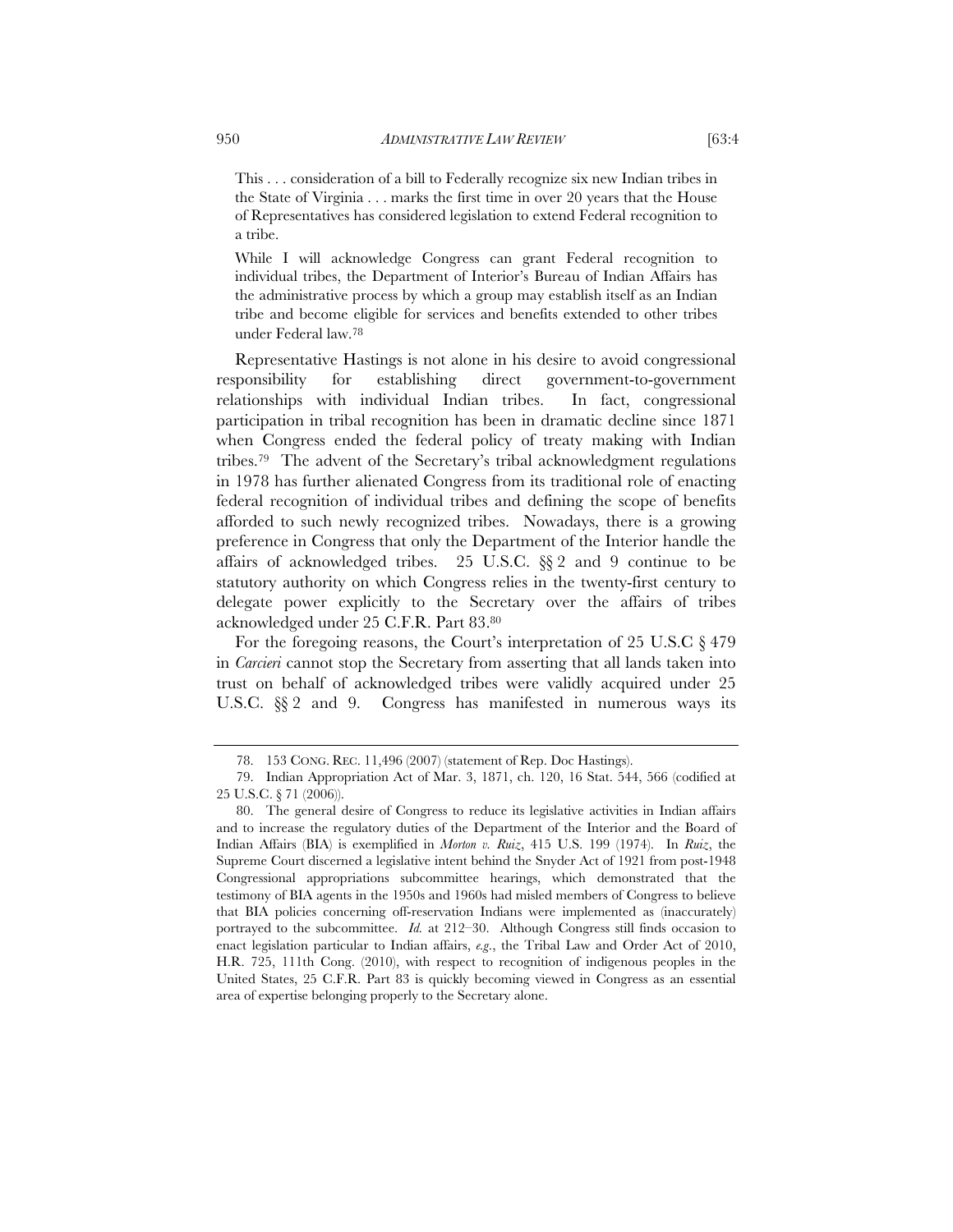> This . . . consideration of a bill to Federally recognize six new Indian tribes in the State of Virginia . . . marks the first time in over 20 years that the House of Representatives has considered legislation to extend Federal recognition to a tribe.
>
> While I will acknowledge Congress can grant Federal recognition to individual tribes, the Department of Interior's Bureau of Indian Affairs has the administrative process by which a group may establish itself as an Indian tribe and become eligible for services and benefits extended to other tribes under Federal law.[78]

Representative Hastings is not alone in his desire to avoid congressional responsibility for establishing direct government-to-government relationships with individual Indian tribes. In fact, congressional participation in tribal recognition has been in dramatic decline since 1871 when Congress ended the federal policy of treaty making with Indian tribes.[79] The advent of the Secretary's tribal acknowledgment regulations in 1978 has further alienated Congress from its traditional role of enacting federal recognition of individual tribes and defining the scope of benefits afforded to such newly recognized tribes. Nowadays, there is a growing preference in Congress that only the Department of the Interior handle the affairs of acknowledged tribes. 25 U.S.C. §§ 2 and 9 continue to be statutory authority on which Congress relies in the twenty-first century to delegate power explicitly to the Secretary over the affairs of tribes acknowledged under 25 C.F.R. Part 83.[80]

For the foregoing reasons, the Court's interpretation of 25 U.S.C § 479 in *Carcieri* cannot stop the Secretary from asserting that all lands taken into trust on behalf of acknowledged tribes were validly acquired under 25 U.S.C. §§ 2 and 9. Congress has manifested in numerous ways its

---

78. 153 CONG. REC. 11,496 (2007) (statement of Rep. Doc Hastings).

79. Indian Appropriation Act of Mar. 3, 1871, ch. 120, 16 Stat. 544, 566 (codified at 25 U.S.C. § 71 (2006)).

80. The general desire of Congress to reduce its legislative activities in Indian affairs and to increase the regulatory duties of the Department of the Interior and the Board of Indian Affairs (BIA) is exemplified in *Morton v. Ruiz*, 415 U.S. 199 (1974). In *Ruiz*, the Supreme Court discerned a legislative intent behind the Snyder Act of 1921 from post-1948 Congressional appropriations subcommittee hearings, which demonstrated that the testimony of BIA agents in the 1950s and 1960s had misled members of Congress to believe that BIA policies concerning off-reservation Indians were implemented as (inaccurately) portrayed to the subcommittee. *Id.* at 212–30. Although Congress still finds occasion to enact legislation particular to Indian affairs, *e.g.*, the Tribal Law and Order Act of 2010, H.R. 725, 111th Cong. (2010), with respect to recognition of indigenous peoples in the United States, 25 C.F.R. Part 83 is quickly becoming viewed in Congress as an essential area of expertise belonging properly to the Secretary alone.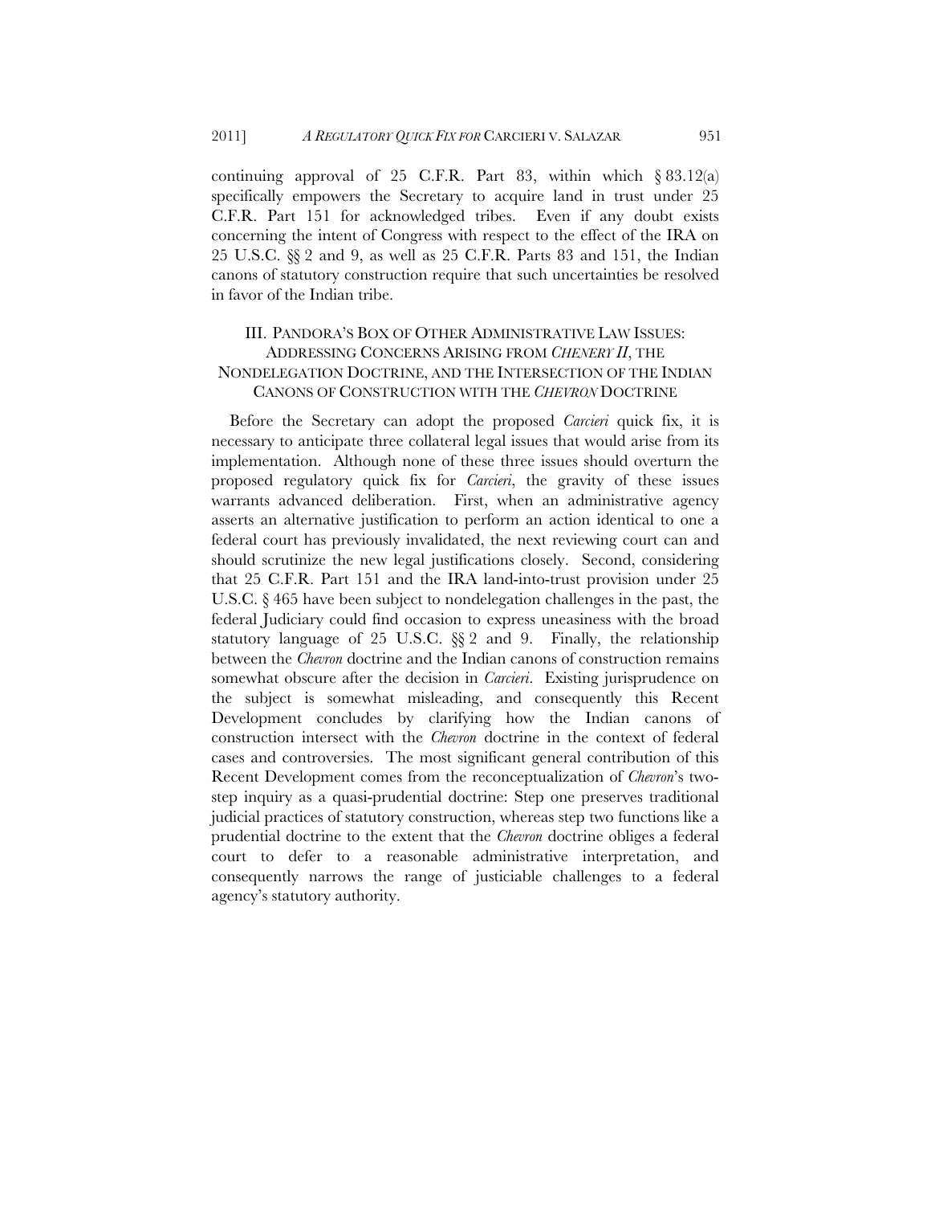continuing approval of 25 C.F.R. Part 83, within which § 83.12(a) specifically empowers the Secretary to acquire land in trust under 25 C.F.R. Part 151 for acknowledged tribes. Even if any doubt exists concerning the intent of Congress with respect to the effect of the IRA on 25 U.S.C. §§ 2 and 9, as well as 25 C.F.R. Parts 83 and 151, the Indian canons of statutory construction require that such uncertainties be resolved in favor of the Indian tribe.

## III. PANDORA'S BOX OF OTHER ADMINISTRATIVE LAW ISSUES: ADDRESSING CONCERNS ARISING FROM *CHENERY II*, THE NONDELEGATION DOCTRINE, AND THE INTERSECTION OF THE INDIAN CANONS OF CONSTRUCTION WITH THE *CHEVRON* DOCTRINE

Before the Secretary can adopt the proposed *Carcieri* quick fix, it is necessary to anticipate three collateral legal issues that would arise from its implementation. Although none of these three issues should overturn the proposed regulatory quick fix for *Carcieri*, the gravity of these issues warrants advanced deliberation. First, when an administrative agency asserts an alternative justification to perform an action identical to one a federal court has previously invalidated, the next reviewing court can and should scrutinize the new legal justifications closely. Second, considering that 25 C.F.R. Part 151 and the IRA land-into-trust provision under 25 U.S.C. § 465 have been subject to nondelegation challenges in the past, the federal Judiciary could find occasion to express uneasiness with the broad statutory language of 25 U.S.C. §§ 2 and 9. Finally, the relationship between the *Chevron* doctrine and the Indian canons of construction remains somewhat obscure after the decision in *Carcieri*. Existing jurisprudence on the subject is somewhat misleading, and consequently this Recent Development concludes by clarifying how the Indian canons of construction intersect with the *Chevron* doctrine in the context of federal cases and controversies. The most significant general contribution of this Recent Development comes from the reconceptualization of *Chevron*'s two-step inquiry as a quasi-prudential doctrine: Step one preserves traditional judicial practices of statutory construction, whereas step two functions like a prudential doctrine to the extent that the *Chevron* doctrine obliges a federal court to defer to a reasonable administrative interpretation, and consequently narrows the range of justiciable challenges to a federal agency's statutory authority.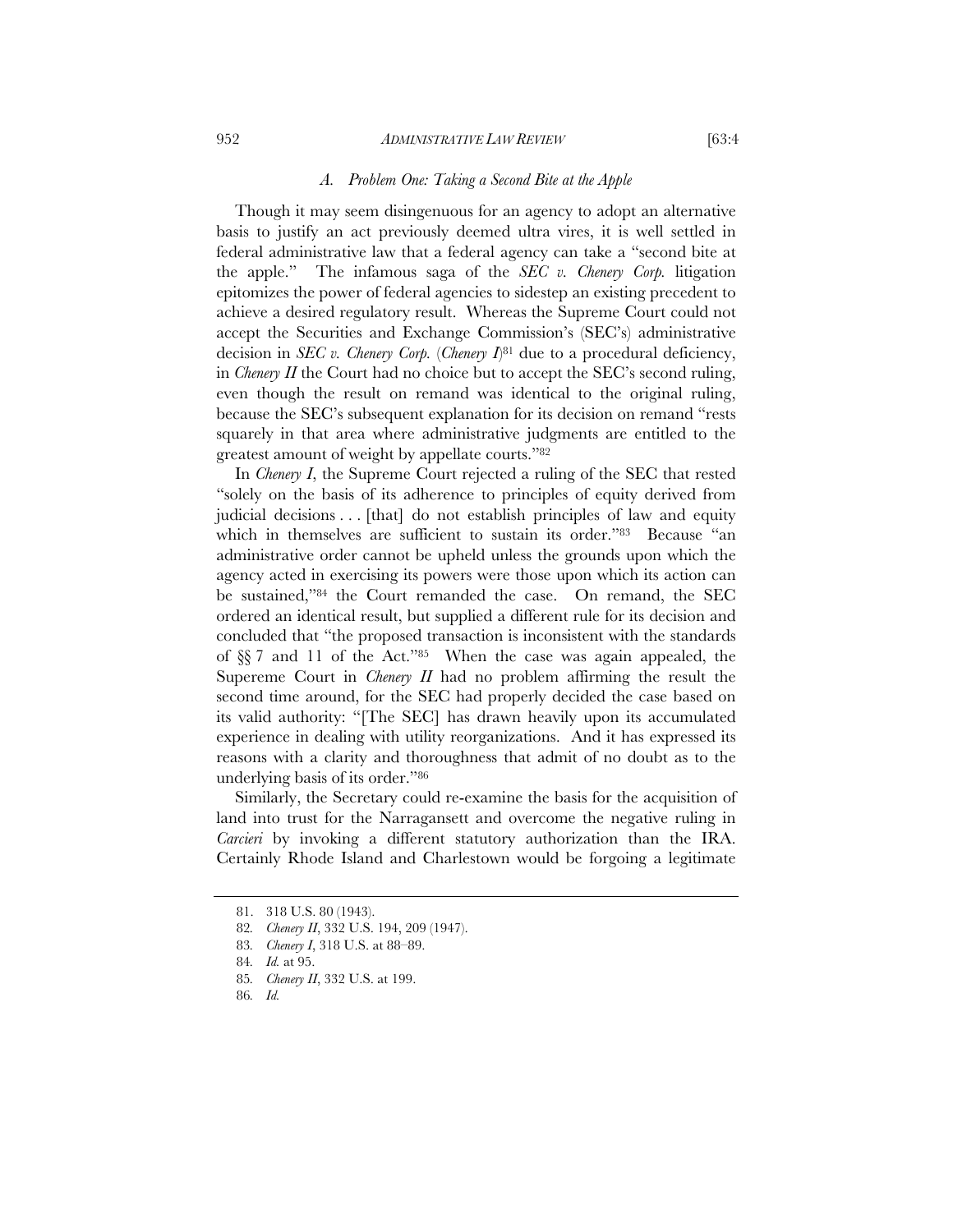### *A. Problem One: Taking a Second Bite at the Apple*

Though it may seem disingenuous for an agency to adopt an alternative basis to justify an act previously deemed ultra vires, it is well settled in federal administrative law that a federal agency can take a "second bite at the apple." The infamous saga of the *SEC v. Chenery Corp.* litigation epitomizes the power of federal agencies to sidestep an existing precedent to achieve a desired regulatory result. Whereas the Supreme Court could not accept the Securities and Exchange Commission's (SEC's) administrative decision in *SEC v. Chenery Corp.* (*Chenery I*)[81] due to a procedural deficiency, in *Chenery II* the Court had no choice but to accept the SEC's second ruling, even though the result on remand was identical to the original ruling, because the SEC's subsequent explanation for its decision on remand "rests squarely in that area where administrative judgments are entitled to the greatest amount of weight by appellate courts."[82]

In *Chenery I*, the Supreme Court rejected a ruling of the SEC that rested "solely on the basis of its adherence to principles of equity derived from judicial decisions . . . [that] do not establish principles of law and equity which in themselves are sufficient to sustain its order."[83] Because "an administrative order cannot be upheld unless the grounds upon which the agency acted in exercising its powers were those upon which its action can be sustained,"[84] the Court remanded the case. On remand, the SEC ordered an identical result, but supplied a different rule for its decision and concluded that "the proposed transaction is inconsistent with the standards of §§ 7 and 11 of the Act."[85] When the case was again appealed, the Supereme Court in *Chenery II* had no problem affirming the result the second time around, for the SEC had properly decided the case based on its valid authority: "[The SEC] has drawn heavily upon its accumulated experience in dealing with utility reorganizations. And it has expressed its reasons with a clarity and thoroughness that admit of no doubt as to the underlying basis of its order."[86]

Similarly, the Secretary could re-examine the basis for the acquisition of land into trust for the Narragansett and overcome the negative ruling in *Carcieri* by invoking a different statutory authorization than the IRA. Certainly Rhode Island and Charlestown would be forgoing a legitimate

---

81. 318 U.S. 80 (1943).

82. *Chenery II*, 332 U.S. 194, 209 (1947).

83. *Chenery I*, 318 U.S. at 88–89.

84. *Id.* at 95.

85. *Chenery II*, 332 U.S. at 199.

86. *Id.*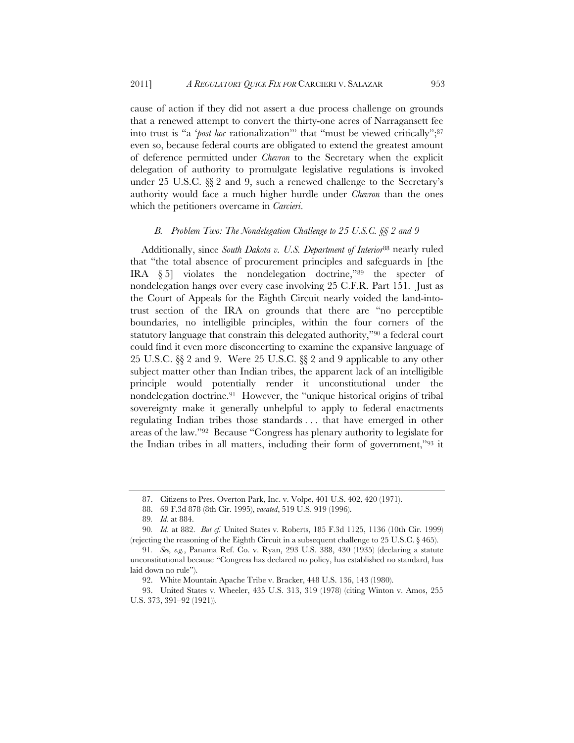cause of action if they did not assert a due process challenge on grounds that a renewed attempt to convert the thirty-one acres of Narragansett fee into trust is "a '*post hoc* rationalization'" that "must be viewed critically";[87] even so, because federal courts are obligated to extend the greatest amount of deference permitted under *Chevron* to the Secretary when the explicit delegation of authority to promulgate legislative regulations is invoked under 25 U.S.C. §§ 2 and 9, such a renewed challenge to the Secretary's authority would face a much higher hurdle under *Chevron* than the ones which the petitioners overcame in *Carcieri*.

### *B. Problem Two: The Nondelegation Challenge to 25 U.S.C. §§ 2 and 9*

Additionally, since *South Dakota v. U.S. Department of Interior*[88] nearly ruled that "the total absence of procurement principles and safeguards in [the IRA § 5] violates the nondelegation doctrine,"[89] the specter of nondelegation hangs over every case involving 25 C.F.R. Part 151. Just as the Court of Appeals for the Eighth Circuit nearly voided the land-into-trust section of the IRA on grounds that there are "no perceptible boundaries, no intelligible principles, within the four corners of the statutory language that constrain this delegated authority,"[90] a federal court could find it even more disconcerting to examine the expansive language of 25 U.S.C. §§ 2 and 9. Were 25 U.S.C. §§ 2 and 9 applicable to any other subject matter other than Indian tribes, the apparent lack of an intelligible principle would potentially render it unconstitutional under the nondelegation doctrine.[91] However, the "unique historical origins of tribal sovereignty make it generally unhelpful to apply to federal enactments regulating Indian tribes those standards . . . that have emerged in other areas of the law."[92] Because "Congress has plenary authority to legislate for the Indian tribes in all matters, including their form of government,"[93] it

---

87. Citizens to Pres. Overton Park, Inc. v. Volpe, 401 U.S. 402, 420 (1971).

88. 69 F.3d 878 (8th Cir. 1995), *vacated*, 519 U.S. 919 (1996).

89. *Id.* at 884.

90. *Id.* at 882. *But cf.* United States v. Roberts, 185 F.3d 1125, 1136 (10th Cir. 1999) (rejecting the reasoning of the Eighth Circuit in a subsequent challenge to 25 U.S.C. § 465).

91. *See, e.g.*, Panama Ref. Co. v. Ryan, 293 U.S. 388, 430 (1935) (declaring a statute unconstitutional because "Congress has declared no policy, has established no standard, has laid down no rule").

92. White Mountain Apache Tribe v. Bracker, 448 U.S. 136, 143 (1980).

93. United States v. Wheeler, 435 U.S. 313, 319 (1978) (citing Winton v. Amos, 255 U.S. 373, 391–92 (1921)).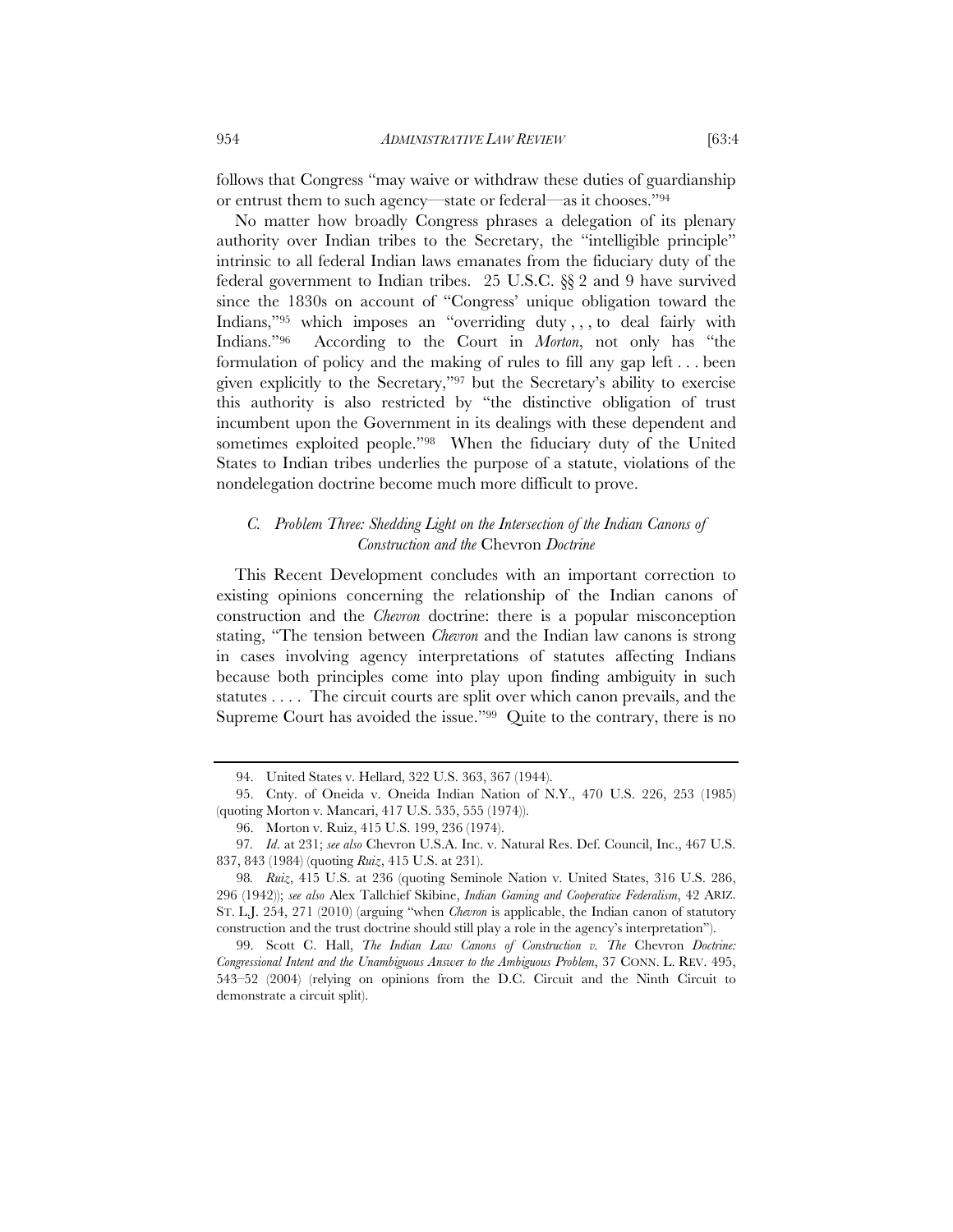follows that Congress "may waive or withdraw these duties of guardianship or entrust them to such agency—state or federal—as it chooses."[94]

No matter how broadly Congress phrases a delegation of its plenary authority over Indian tribes to the Secretary, the "intelligible principle" intrinsic to all federal Indian laws emanates from the fiduciary duty of the federal government to Indian tribes. 25 U.S.C. §§ 2 and 9 have survived since the 1830s on account of "Congress' unique obligation toward the Indians,"[95] which imposes an "overriding duty , , , to deal fairly with Indians."[96] According to the Court in *Morton*, not only has "the formulation of policy and the making of rules to fill any gap left . . . been given explicitly to the Secretary,"[97] but the Secretary's ability to exercise this authority is also restricted by "the distinctive obligation of trust incumbent upon the Government in its dealings with these dependent and sometimes exploited people."[98] When the fiduciary duty of the United States to Indian tribes underlies the purpose of a statute, violations of the nondelegation doctrine become much more difficult to prove.

### *C. Problem Three: Shedding Light on the Intersection of the Indian Canons of Construction and the* Chevron *Doctrine*

This Recent Development concludes with an important correction to existing opinions concerning the relationship of the Indian canons of construction and the *Chevron* doctrine: there is a popular misconception stating, "The tension between *Chevron* and the Indian law canons is strong in cases involving agency interpretations of statutes affecting Indians because both principles come into play upon finding ambiguity in such statutes . . . . The circuit courts are split over which canon prevails, and the Supreme Court has avoided the issue."[99] Quite to the contrary, there is no

---

94. United States v. Hellard, 322 U.S. 363, 367 (1944).

95. Cnty. of Oneida v. Oneida Indian Nation of N.Y., 470 U.S. 226, 253 (1985) (quoting Morton v. Mancari, 417 U.S. 535, 555 (1974)).

96. Morton v. Ruiz, 415 U.S. 199, 236 (1974).

97. *Id.* at 231; *see also* Chevron U.S.A. Inc. v. Natural Res. Def. Council, Inc., 467 U.S. 837, 843 (1984) (quoting *Ruiz*, 415 U.S. at 231).

98. *Ruiz*, 415 U.S. at 236 (quoting Seminole Nation v. United States, 316 U.S. 286, 296 (1942)); *see also* Alex Tallchief Skibine, *Indian Gaming and Cooperative Federalism*, 42 ARIZ. ST. L.J. 254, 271 (2010) (arguing "when *Chevron* is applicable, the Indian canon of statutory construction and the trust doctrine should still play a role in the agency's interpretation").

99. Scott C. Hall, *The Indian Law Canons of Construction v. The* Chevron *Doctrine: Congressional Intent and the Unambiguous Answer to the Ambiguous Problem*, 37 CONN. L. REV. 495, 543–52 (2004) (relying on opinions from the D.C. Circuit and the Ninth Circuit to demonstrate a circuit split).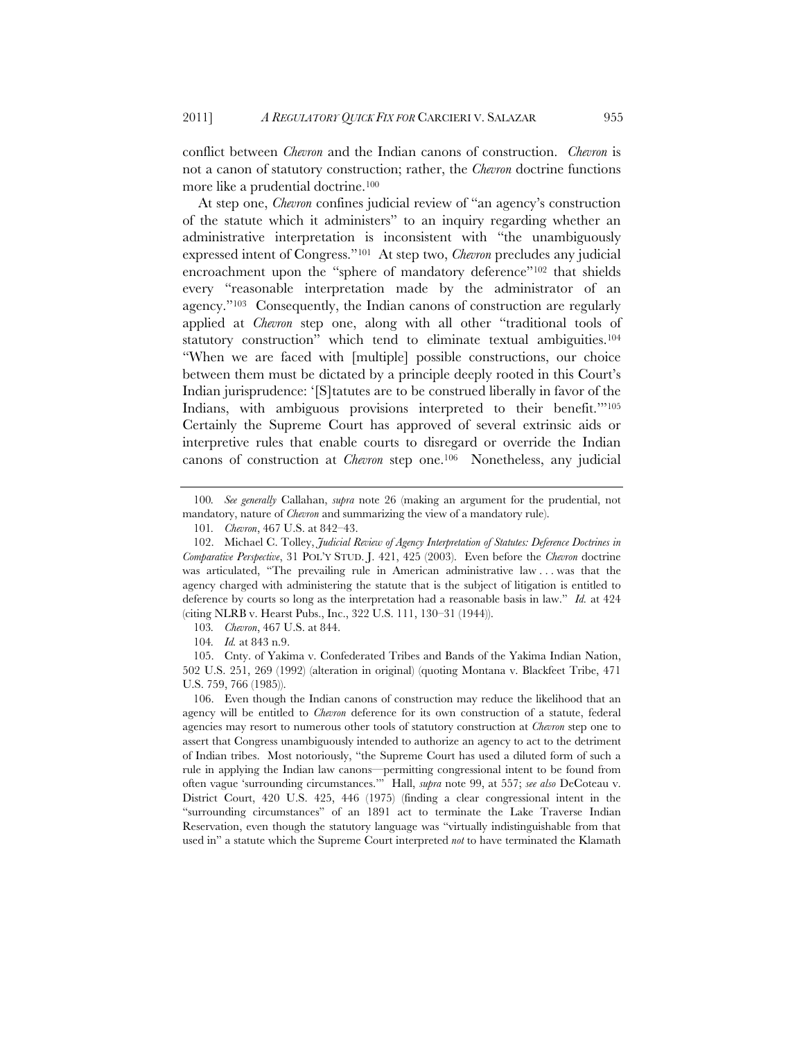conflict between *Chevron* and the Indian canons of construction. *Chevron* is not a canon of statutory construction; rather, the *Chevron* doctrine functions more like a prudential doctrine.[100]

At step one, *Chevron* confines judicial review of "an agency's construction of the statute which it administers" to an inquiry regarding whether an administrative interpretation is inconsistent with "the unambiguously expressed intent of Congress."[101] At step two, *Chevron* precludes any judicial encroachment upon the "sphere of mandatory deference"[102] that shields every "reasonable interpretation made by the administrator of an agency."[103] Consequently, the Indian canons of construction are regularly applied at *Chevron* step one, along with all other "traditional tools of statutory construction" which tend to eliminate textual ambiguities.[104] "When we are faced with [multiple] possible constructions, our choice between them must be dictated by a principle deeply rooted in this Court's Indian jurisprudence: '[S]tatutes are to be construed liberally in favor of the Indians, with ambiguous provisions interpreted to their benefit.'"[105] Certainly the Supreme Court has approved of several extrinsic aids or interpretive rules that enable courts to disregard or override the Indian canons of construction at *Chevron* step one.[106] Nonetheless, any judicial

---

100. *See generally* Callahan, *supra* note 26 (making an argument for the prudential, not mandatory, nature of *Chevron* and summarizing the view of a mandatory rule).

101. *Chevron*, 467 U.S. at 842–43.

102. Michael C. Tolley, *Judicial Review of Agency Interpretation of Statutes: Deference Doctrines in Comparative Perspective*, 31 POL'Y STUD. J. 421, 425 (2003). Even before the *Chevron* doctrine was articulated, "The prevailing rule in American administrative law . . . was that the agency charged with administering the statute that is the subject of litigation is entitled to deference by courts so long as the interpretation had a reasonable basis in law." *Id.* at 424 (citing NLRB v. Hearst Pubs., Inc., 322 U.S. 111, 130–31 (1944)).

103. *Chevron*, 467 U.S. at 844.

104. *Id.* at 843 n.9.

105. Cnty. of Yakima v. Confederated Tribes and Bands of the Yakima Indian Nation, 502 U.S. 251, 269 (1992) (alteration in original) (quoting Montana v. Blackfeet Tribe, 471 U.S. 759, 766 (1985)).

106. Even though the Indian canons of construction may reduce the likelihood that an agency will be entitled to *Chevron* deference for its own construction of a statute, federal agencies may resort to numerous other tools of statutory construction at *Chevron* step one to assert that Congress unambiguously intended to authorize an agency to act to the detriment of Indian tribes. Most notoriously, "the Supreme Court has used a diluted form of such a rule in applying the Indian law canons—permitting congressional intent to be found from often vague 'surrounding circumstances.'" Hall, *supra* note 99, at 557; *see also* DeCoteau v. District Court, 420 U.S. 425, 446 (1975) (finding a clear congressional intent in the "surrounding circumstances" of an 1891 act to terminate the Lake Traverse Indian Reservation, even though the statutory language was "virtually indistinguishable from that used in" a statute which the Supreme Court interpreted *not* to have terminated the Klamath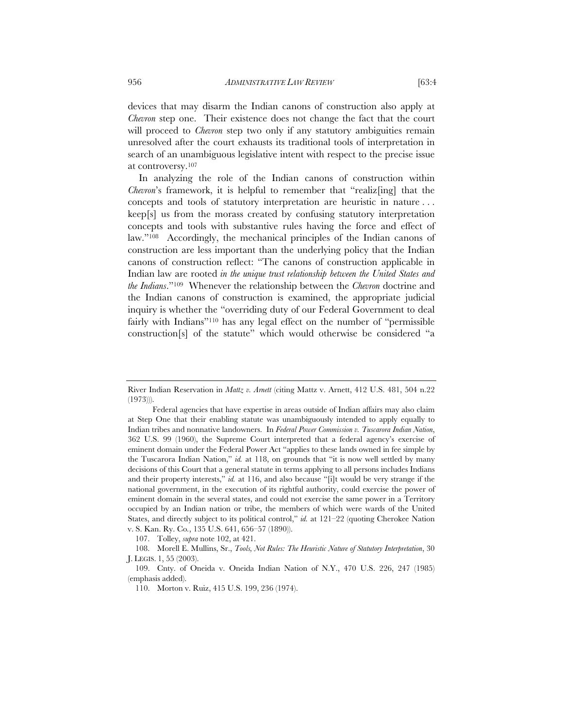devices that may disarm the Indian canons of construction also apply at *Chevron* step one. Their existence does not change the fact that the court will proceed to *Chevron* step two only if any statutory ambiguities remain unresolved after the court exhausts its traditional tools of interpretation in search of an unambiguous legislative intent with respect to the precise issue at controversy.[107]

In analyzing the role of the Indian canons of construction within *Chevron*'s framework, it is helpful to remember that "realiz[ing] that the concepts and tools of statutory interpretation are heuristic in nature . . . keep[s] us from the morass created by confusing statutory interpretation concepts and tools with substantive rules having the force and effect of law."[108] Accordingly, the mechanical principles of the Indian canons of construction are less important than the underlying policy that the Indian canons of construction reflect: "The canons of construction applicable in Indian law are rooted *in the unique trust relationship between the United States and the Indians*."[109] Whenever the relationship between the *Chevron* doctrine and the Indian canons of construction is examined, the appropriate judicial inquiry is whether the "overriding duty of our Federal Government to deal fairly with Indians"[110] has any legal effect on the number of "permissible construction[s] of the statute" which would otherwise be considered "a

---

River Indian Reservation in *Mattz v. Arnett* (citing Mattz v. Arnett, 412 U.S. 481, 504 n.22 (1973))).

Federal agencies that have expertise in areas outside of Indian affairs may also claim at Step One that their enabling statute was unambiguously intended to apply equally to Indian tribes and nonnative landowners. In *Federal Power Commission v. Tuscarora Indian Nation*, 362 U.S. 99 (1960), the Supreme Court interpreted that a federal agency's exercise of eminent domain under the Federal Power Act "applies to these lands owned in fee simple by the Tuscarora Indian Nation," *id.* at 118, on grounds that "it is now well settled by many decisions of this Court that a general statute in terms applying to all persons includes Indians and their property interests," *id.* at 116, and also because "[i]t would be very strange if the national government, in the execution of its rightful authority, could exercise the power of eminent domain in the several states, and could not exercise the same power in a Territory occupied by an Indian nation or tribe, the members of which were wards of the United States, and directly subject to its political control," *id.* at 121–22 (quoting Cherokee Nation v. S. Kan. Ry. Co., 135 U.S. 641, 656–57 (1890)).

107. Tolley, *supra* note 102, at 421.

108. Morell E. Mullins, Sr., *Tools, Not Rules: The Heuristic Nature of Statutory Interpretation*, 30 J. LEGIS. 1, 55 (2003).

109. Cnty. of Oneida v. Oneida Indian Nation of N.Y., 470 U.S. 226, 247 (1985) (emphasis added).

110. Morton v. Ruiz, 415 U.S. 199, 236 (1974).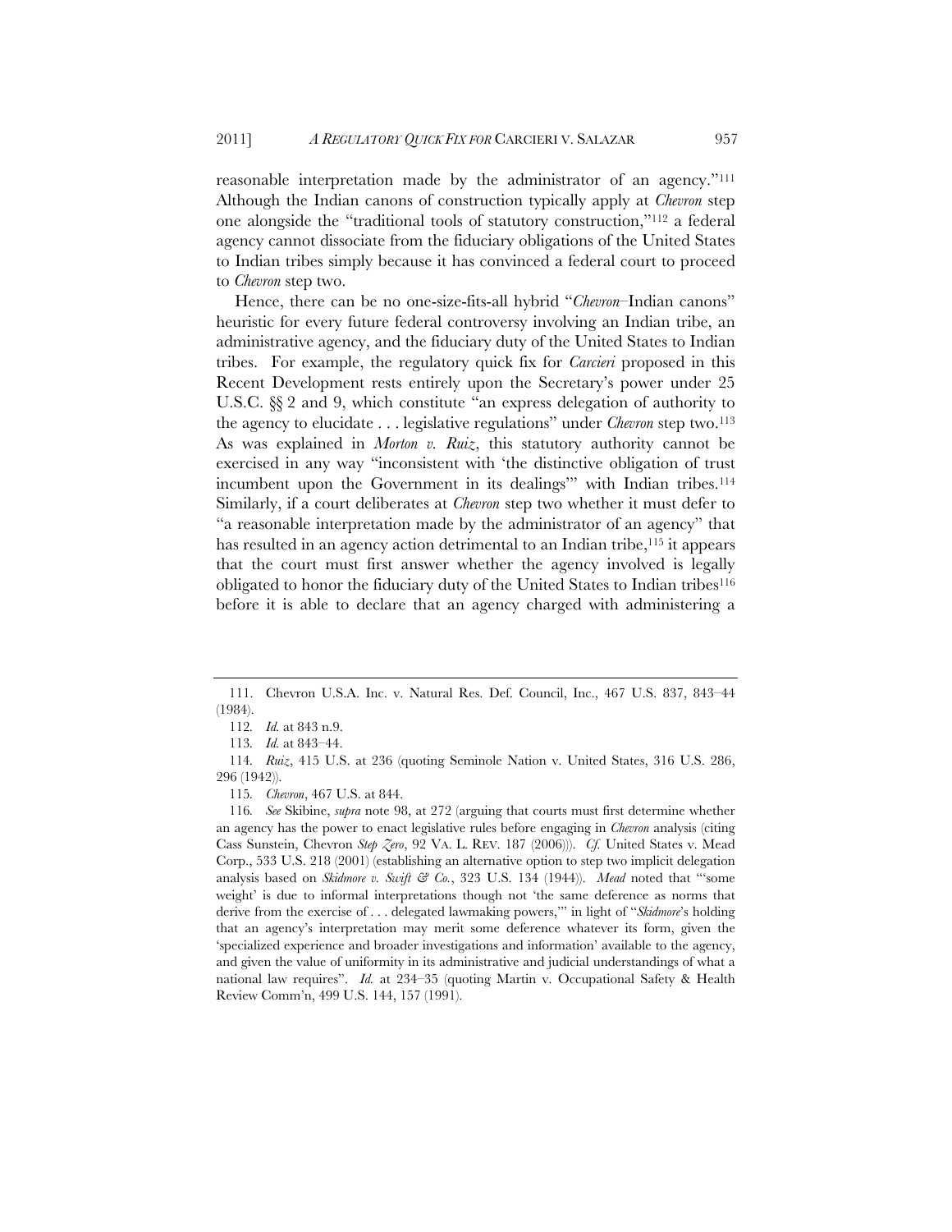reasonable interpretation made by the administrator of an agency."[111] Although the Indian canons of construction typically apply at *Chevron* step one alongside the "traditional tools of statutory construction,"[112] a federal agency cannot dissociate from the fiduciary obligations of the United States to Indian tribes simply because it has convinced a federal court to proceed to *Chevron* step two.

Hence, there can be no one-size-fits-all hybrid "*Chevron*–Indian canons" heuristic for every future federal controversy involving an Indian tribe, an administrative agency, and the fiduciary duty of the United States to Indian tribes. For example, the regulatory quick fix for *Carcieri* proposed in this Recent Development rests entirely upon the Secretary's power under 25 U.S.C. §§ 2 and 9, which constitute "an express delegation of authority to the agency to elucidate . . . legislative regulations" under *Chevron* step two.[113] As was explained in *Morton v. Ruiz*, this statutory authority cannot be exercised in any way "inconsistent with 'the distinctive obligation of trust incumbent upon the Government in its dealings'" with Indian tribes.[114] Similarly, if a court deliberates at *Chevron* step two whether it must defer to "a reasonable interpretation made by the administrator of an agency" that has resulted in an agency action detrimental to an Indian tribe,[115] it appears that the court must first answer whether the agency involved is legally obligated to honor the fiduciary duty of the United States to Indian tribes[116] before it is able to declare that an agency charged with administering a

---

111. Chevron U.S.A. Inc. v. Natural Res. Def. Council, Inc., 467 U.S. 837, 843–44 (1984).

112. *Id.* at 843 n.9.

113. *Id.* at 843–44.

114. *Ruiz*, 415 U.S. at 236 (quoting Seminole Nation v. United States, 316 U.S. 286, 296 (1942)).

115. *Chevron*, 467 U.S. at 844.

116. *See* Skibine, *supra* note 98, at 272 (arguing that courts must first determine whether an agency has the power to enact legislative rules before engaging in *Chevron* analysis (citing Cass Sunstein, Chevron *Step Zero*, 92 VA. L. REV. 187 (2006))). *Cf.* United States v. Mead Corp., 533 U.S. 218 (2001) (establishing an alternative option to step two implicit delegation analysis based on *Skidmore v. Swift & Co.*, 323 U.S. 134 (1944)). *Mead* noted that "'some weight' is due to informal interpretations though not 'the same deference as norms that derive from the exercise of . . . delegated lawmaking powers,'" in light of "*Skidmore*'s holding that an agency's interpretation may merit some deference whatever its form, given the 'specialized experience and broader investigations and information' available to the agency, and given the value of uniformity in its administrative and judicial understandings of what a national law requires". *Id.* at 234–35 (quoting Martin v. Occupational Safety & Health Review Comm'n, 499 U.S. 144, 157 (1991).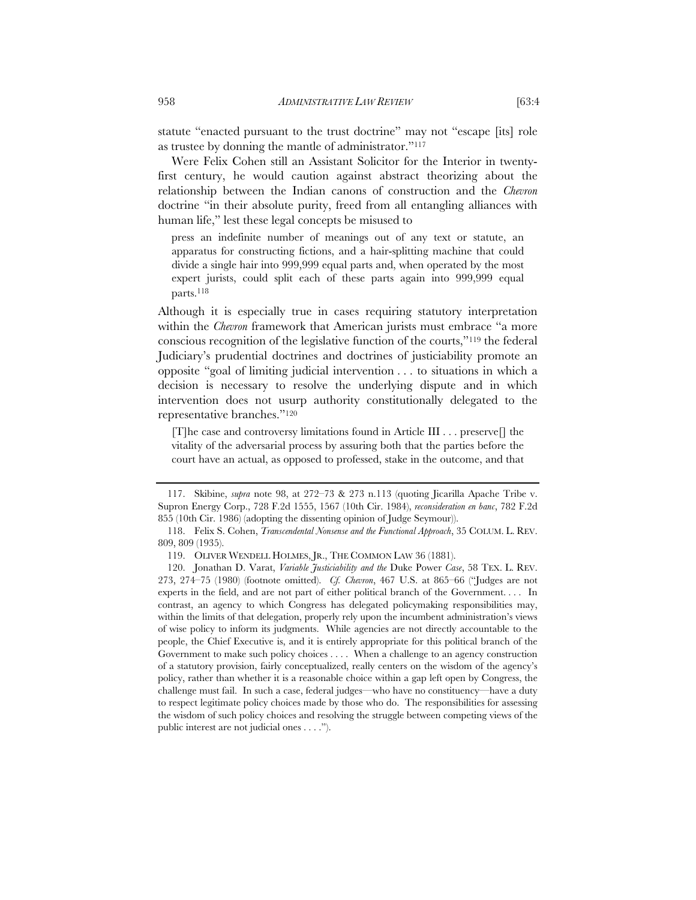statute "enacted pursuant to the trust doctrine" may not "escape [its] role as trustee by donning the mantle of administrator."[117]

Were Felix Cohen still an Assistant Solicitor for the Interior in twenty-first century, he would caution against abstract theorizing about the relationship between the Indian canons of construction and the *Chevron* doctrine "in their absolute purity, freed from all entangling alliances with human life," lest these legal concepts be misused to

> press an indefinite number of meanings out of any text or statute, an apparatus for constructing fictions, and a hair-splitting machine that could divide a single hair into 999,999 equal parts and, when operated by the most expert jurists, could split each of these parts again into 999,999 equal parts.[118]

Although it is especially true in cases requiring statutory interpretation within the *Chevron* framework that American jurists must embrace "a more conscious recognition of the legislative function of the courts,"[119] the federal Judiciary's prudential doctrines and doctrines of justiciability promote an opposite "goal of limiting judicial intervention . . . to situations in which a decision is necessary to resolve the underlying dispute and in which intervention does not usurp authority constitutionally delegated to the representative branches."[120]

> [T]he case and controversy limitations found in Article III . . . preserve[] the vitality of the adversarial process by assuring both that the parties before the court have an actual, as opposed to professed, stake in the outcome, and that

---

117. Skibine, *supra* note 98, at 272–73 & 273 n.113 (quoting Jicarilla Apache Tribe v. Supron Energy Corp., 728 F.2d 1555, 1567 (10th Cir. 1984), *reconsideration en banc*, 782 F.2d 855 (10th Cir. 1986) (adopting the dissenting opinion of Judge Seymour)).

118. Felix S. Cohen, *Transcendental Nonsense and the Functional Approach*, 35 COLUM. L. REV. 809, 809 (1935).

119. OLIVER WENDELL HOLMES, JR., THE COMMON LAW 36 (1881).

120. Jonathan D. Varat, *Variable Justiciability and the* Duke Power *Case*, 58 TEX. L. REV. 273, 274–75 (1980) (footnote omitted). *Cf. Chevron*, 467 U.S. at 865–66 ("Judges are not experts in the field, and are not part of either political branch of the Government. . . . In contrast, an agency to which Congress has delegated policymaking responsibilities may, within the limits of that delegation, properly rely upon the incumbent administration's views of wise policy to inform its judgments. While agencies are not directly accountable to the people, the Chief Executive is, and it is entirely appropriate for this political branch of the Government to make such policy choices . . . . When a challenge to an agency construction of a statutory provision, fairly conceptualized, really centers on the wisdom of the agency's policy, rather than whether it is a reasonable choice within a gap left open by Congress, the challenge must fail. In such a case, federal judges—who have no constituency—have a duty to respect legitimate policy choices made by those who do. The responsibilities for assessing the wisdom of such policy choices and resolving the struggle between competing views of the public interest are not judicial ones . . . .").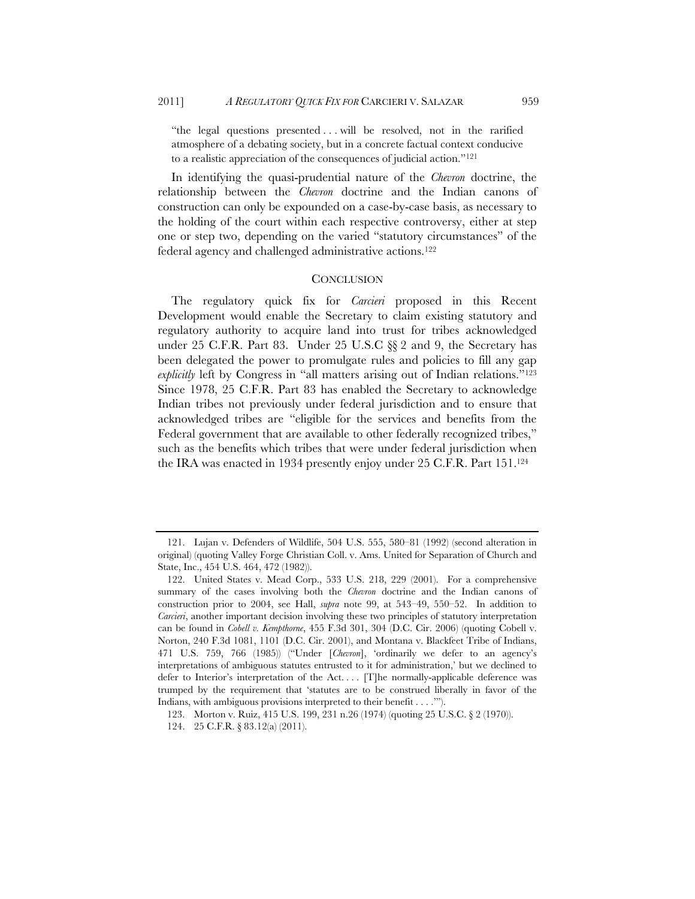"the legal questions presented . . . will be resolved, not in the rarified atmosphere of a debating society, but in a concrete factual context conducive to a realistic appreciation of the consequences of judicial action."[121]

In identifying the quasi-prudential nature of the *Chevron* doctrine, the relationship between the *Chevron* doctrine and the Indian canons of construction can only be expounded on a case-by-case basis, as necessary to the holding of the court within each respective controversy, either at step one or step two, depending on the varied "statutory circumstances" of the federal agency and challenged administrative actions.[122]

## CONCLUSION

The regulatory quick fix for *Carcieri* proposed in this Recent Development would enable the Secretary to claim existing statutory and regulatory authority to acquire land into trust for tribes acknowledged under 25 C.F.R. Part 83. Under 25 U.S.C §§ 2 and 9, the Secretary has been delegated the power to promulgate rules and policies to fill any gap *explicitly* left by Congress in "all matters arising out of Indian relations."[123] Since 1978, 25 C.F.R. Part 83 has enabled the Secretary to acknowledge Indian tribes not previously under federal jurisdiction and to ensure that acknowledged tribes are "eligible for the services and benefits from the Federal government that are available to other federally recognized tribes," such as the benefits which tribes that were under federal jurisdiction when the IRA was enacted in 1934 presently enjoy under 25 C.F.R. Part 151.[124]

---

121. Lujan v. Defenders of Wildlife, 504 U.S. 555, 580–81 (1992) (second alteration in original) (quoting Valley Forge Christian Coll. v. Ams. United for Separation of Church and State, Inc., 454 U.S. 464, 472 (1982)).

122. United States v. Mead Corp., 533 U.S. 218, 229 (2001). For a comprehensive summary of the cases involving both the *Chevron* doctrine and the Indian canons of construction prior to 2004, see Hall, *supra* note 99, at 543–49, 550–52. In addition to *Carcieri*, another important decision involving these two principles of statutory interpretation can be found in *Cobell v. Kempthorne*, 455 F.3d 301, 304 (D.C. Cir. 2006) (quoting Cobell v. Norton, 240 F.3d 1081, 1101 (D.C. Cir. 2001), and Montana v. Blackfeet Tribe of Indians, 471 U.S. 759, 766 (1985)) ("Under [*Chevron*], 'ordinarily we defer to an agency's interpretations of ambiguous statutes entrusted to it for administration,' but we declined to defer to Interior's interpretation of the Act. . . . [T]he normally-applicable deference was trumped by the requirement that 'statutes are to be construed liberally in favor of the Indians, with ambiguous provisions interpreted to their benefit . . . .'").

123. Morton v. Ruiz, 415 U.S. 199, 231 n.26 (1974) (quoting 25 U.S.C. § 2 (1970)).

124. 25 C.F.R. § 83.12(a) (2011).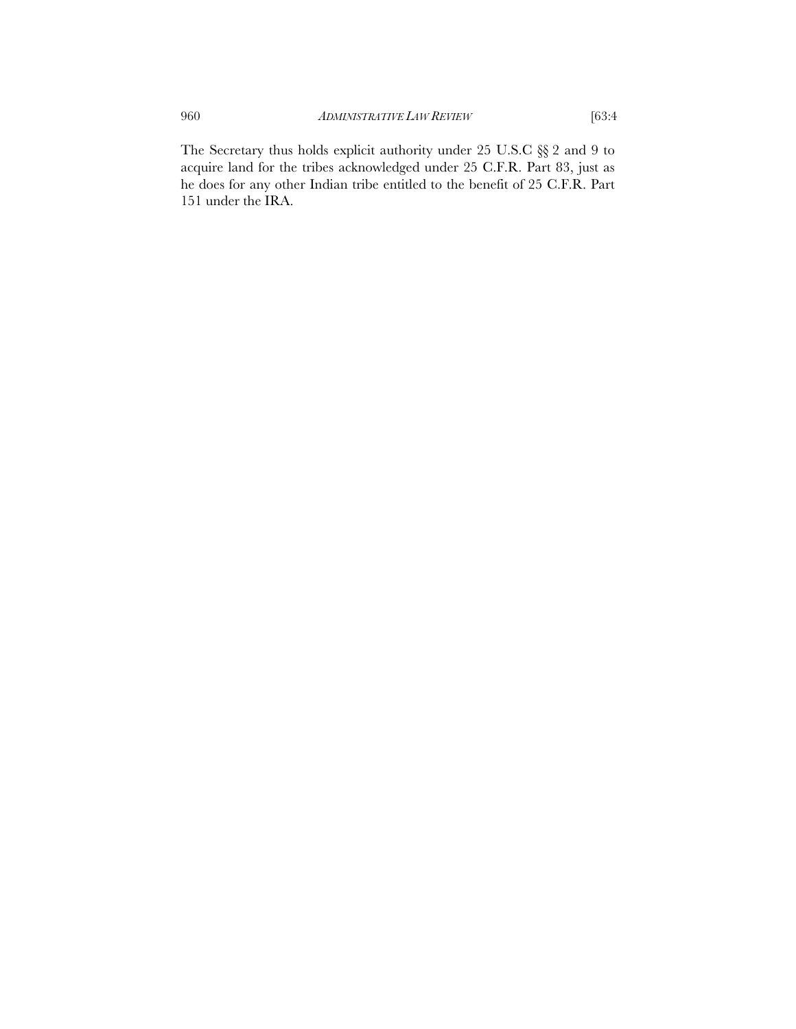The Secretary thus holds explicit authority under 25 U.S.C §§ 2 and 9 to acquire land for the tribes acknowledged under 25 C.F.R. Part 83, just as he does for any other Indian tribe entitled to the benefit of 25 C.F.R. Part 151 under the IRA.